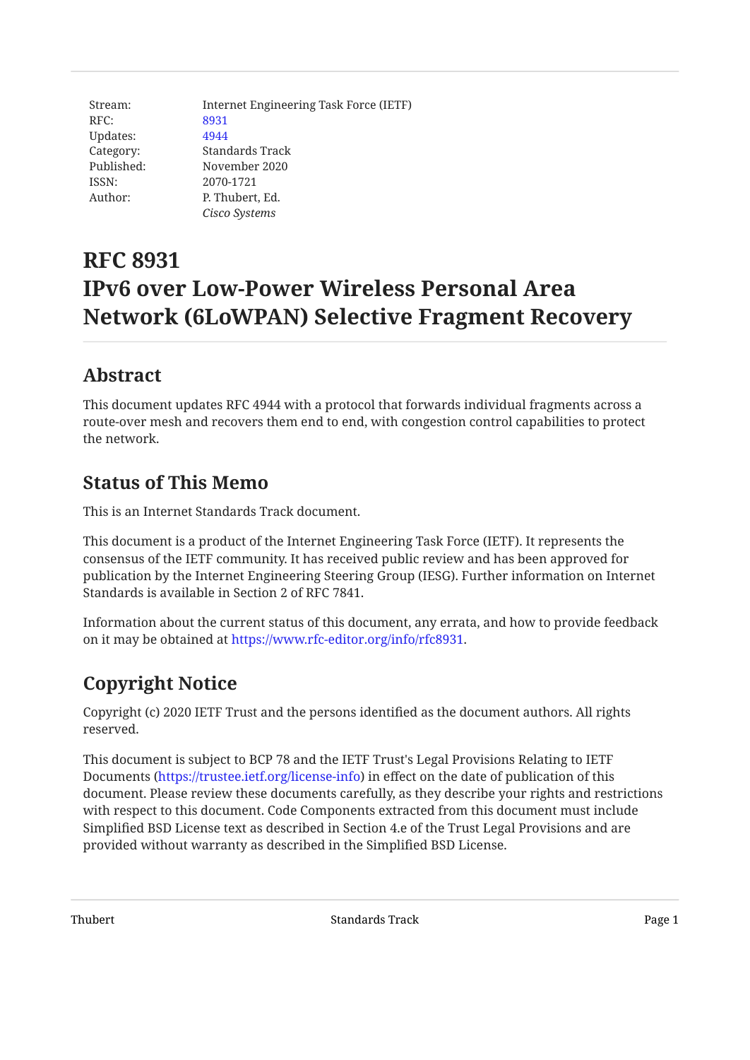| | |
|---|---|
| Stream: | Internet Engineering Task Force (IETF) |
| RFC: | 8931 |
| Updates: | 4944 |
| Category: | Standards Track |
| Published: | November 2020 |
| ISSN: | 2070-1721 |
| Author: | P. Thubert, Ed. |
| | *Cisco Systems* |

# RFC 8931 IPv6 over Low-Power Wireless Personal Area Network (6LoWPAN) Selective Fragment Recovery

## Abstract

This document updates RFC 4944 with a protocol that forwards individual fragments across a route-over mesh and recovers them end to end, with congestion control capabilities to protect the network.

## Status of This Memo

This is an Internet Standards Track document.

This document is a product of the Internet Engineering Task Force (IETF). It represents the consensus of the IETF community. It has received public review and has been approved for publication by the Internet Engineering Steering Group (IESG). Further information on Internet Standards is available in Section 2 of RFC 7841.

Information about the current status of this document, any errata, and how to provide feedback on it may be obtained at https://www.rfc-editor.org/info/rfc8931.

## Copyright Notice

Copyright (c) 2020 IETF Trust and the persons identified as the document authors. All rights reserved.

This document is subject to BCP 78 and the IETF Trust's Legal Provisions Relating to IETF Documents (https://trustee.ietf.org/license-info) in effect on the date of publication of this document. Please review these documents carefully, as they describe your rights and restrictions with respect to this document. Code Components extracted from this document must include Simplified BSD License text as described in Section 4.e of the Trust Legal Provisions and are provided without warranty as described in the Simplified BSD License.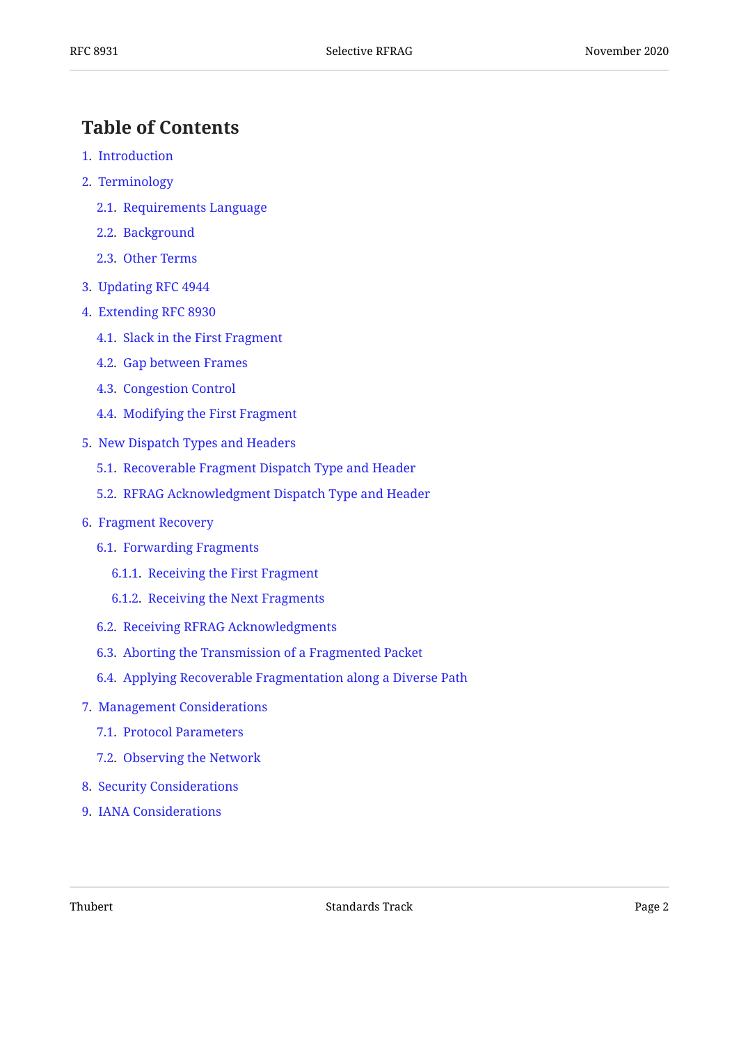## Table of Contents

1. Introduction
2. Terminology
    - 2.1. Requirements Language
    - 2.2. Background
    - 2.3. Other Terms
3. Updating RFC 4944
4. Extending RFC 8930
    - 4.1. Slack in the First Fragment
    - 4.2. Gap between Frames
    - 4.3. Congestion Control
    - 4.4. Modifying the First Fragment
5. New Dispatch Types and Headers
    - 5.1. Recoverable Fragment Dispatch Type and Header
    - 5.2. RFRAG Acknowledgment Dispatch Type and Header
6. Fragment Recovery
    - 6.1. Forwarding Fragments
        - 6.1.1. Receiving the First Fragment
        - 6.1.2. Receiving the Next Fragments
    - 6.2. Receiving RFRAG Acknowledgments
    - 6.3. Aborting the Transmission of a Fragmented Packet
    - 6.4. Applying Recoverable Fragmentation along a Diverse Path
7. Management Considerations
    - 7.1. Protocol Parameters
    - 7.2. Observing the Network
8. Security Considerations
9. IANA Considerations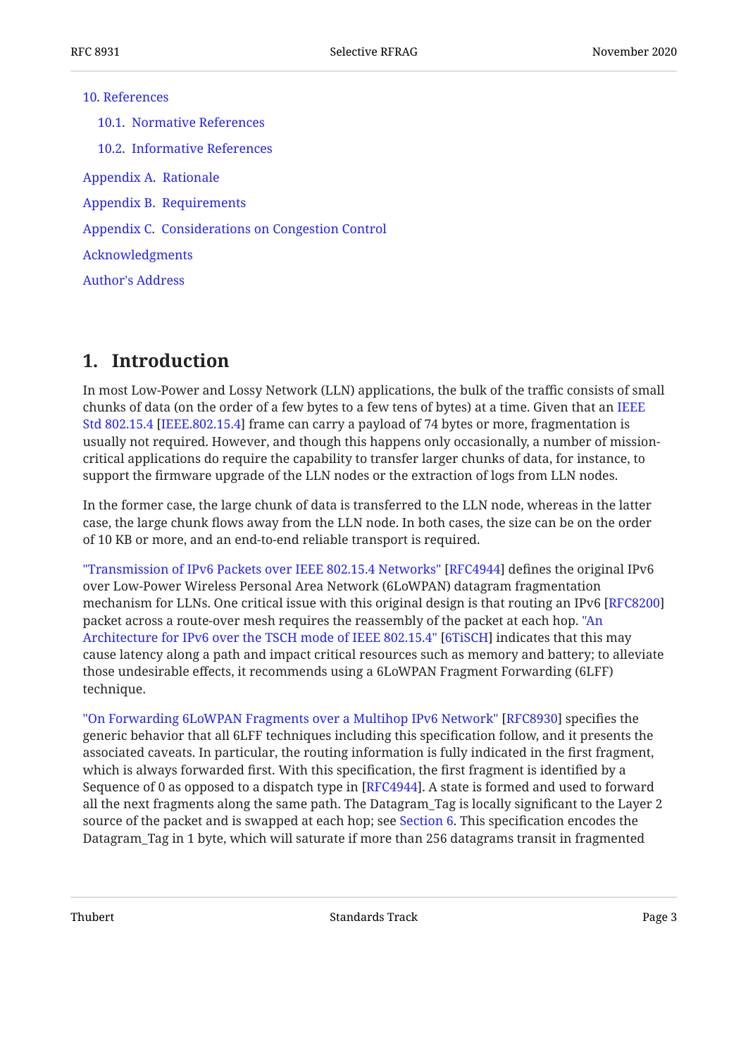- 10. References
  - 10.1. Normative References
  - 10.2. Informative References
- Appendix A. Rationale
- Appendix B. Requirements
- Appendix C. Considerations on Congestion Control
- Acknowledgments
- Author's Address

## 1. Introduction

In most Low-Power and Lossy Network (LLN) applications, the bulk of the traffic consists of small chunks of data (on the order of a few bytes to a few tens of bytes) at a time. Given that an IEEE Std 802.15.4 [IEEE.802.15.4] frame can carry a payload of 74 bytes or more, fragmentation is usually not required. However, and though this happens only occasionally, a number of mission-critical applications do require the capability to transfer larger chunks of data, for instance, to support the firmware upgrade of the LLN nodes or the extraction of logs from LLN nodes.

In the former case, the large chunk of data is transferred to the LLN node, whereas in the latter case, the large chunk flows away from the LLN node. In both cases, the size can be on the order of 10 KB or more, and an end-to-end reliable transport is required.

"Transmission of IPv6 Packets over IEEE 802.15.4 Networks" [RFC4944] defines the original IPv6 over Low-Power Wireless Personal Area Network (6LoWPAN) datagram fragmentation mechanism for LLNs. One critical issue with this original design is that routing an IPv6 [RFC8200] packet across a route-over mesh requires the reassembly of the packet at each hop. "An Architecture for IPv6 over the TSCH mode of IEEE 802.15.4" [6TiSCH] indicates that this may cause latency along a path and impact critical resources such as memory and battery; to alleviate those undesirable effects, it recommends using a 6LoWPAN Fragment Forwarding (6LFF) technique.

"On Forwarding 6LoWPAN Fragments over a Multihop IPv6 Network" [RFC8930] specifies the generic behavior that all 6LFF techniques including this specification follow, and it presents the associated caveats. In particular, the routing information is fully indicated in the first fragment, which is always forwarded first. With this specification, the first fragment is identified by a Sequence of 0 as opposed to a dispatch type in [RFC4944]. A state is formed and used to forward all the next fragments along the same path. The Datagram_Tag is locally significant to the Layer 2 source of the packet and is swapped at each hop; see Section 6. This specification encodes the Datagram_Tag in 1 byte, which will saturate if more than 256 datagrams transit in fragmented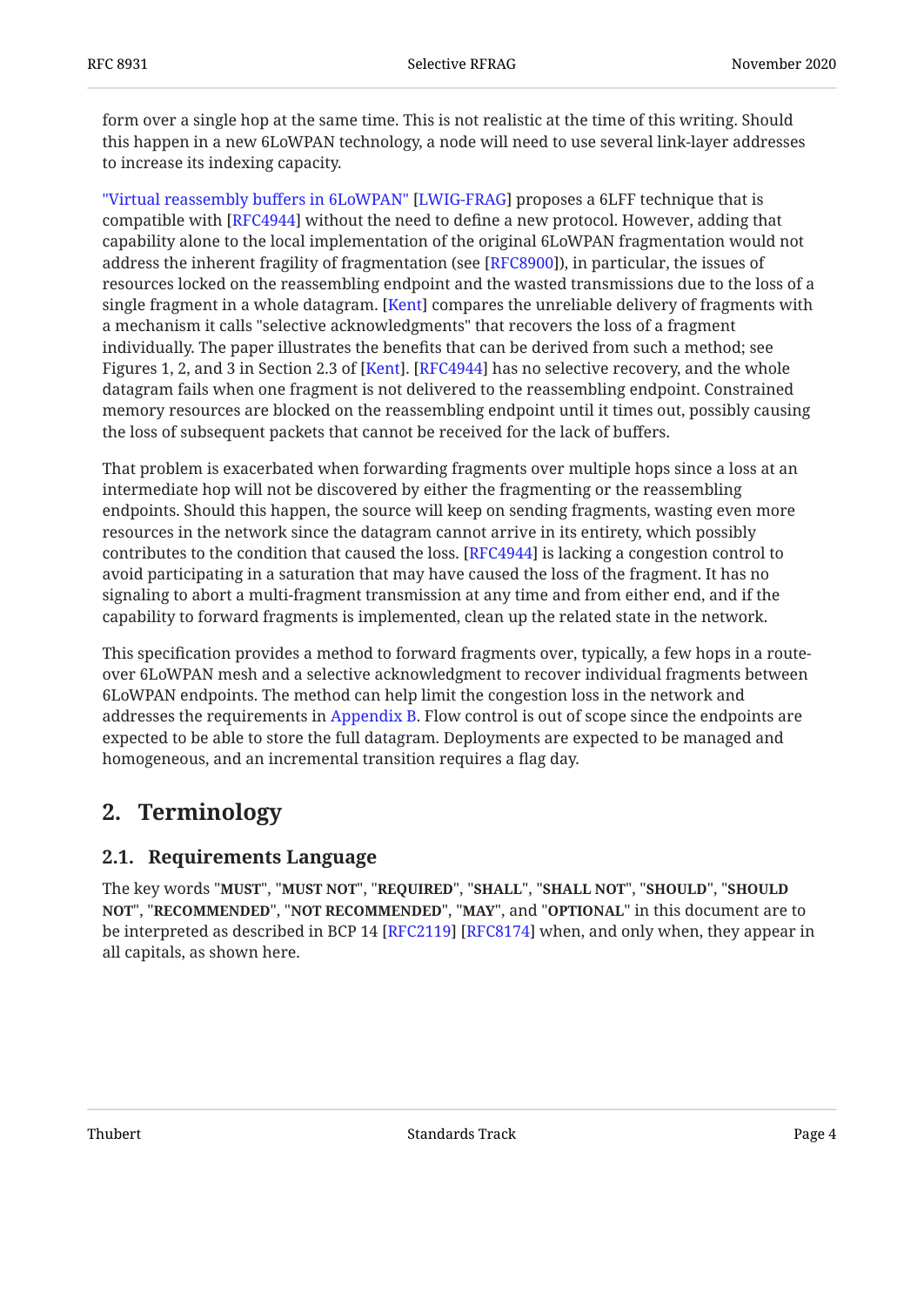form over a single hop at the same time. This is not realistic at the time of this writing. Should this happen in a new 6LoWPAN technology, a node will need to use several link-layer addresses to increase its indexing capacity.

"Virtual reassembly buffers in 6LoWPAN" [LWIG-FRAG] proposes a 6LFF technique that is compatible with [RFC4944] without the need to define a new protocol. However, adding that capability alone to the local implementation of the original 6LoWPAN fragmentation would not address the inherent fragility of fragmentation (see [RFC8900]), in particular, the issues of resources locked on the reassembling endpoint and the wasted transmissions due to the loss of a single fragment in a whole datagram. [Kent] compares the unreliable delivery of fragments with a mechanism it calls "selective acknowledgments" that recovers the loss of a fragment individually. The paper illustrates the benefits that can be derived from such a method; see Figures 1, 2, and 3 in Section 2.3 of [Kent]. [RFC4944] has no selective recovery, and the whole datagram fails when one fragment is not delivered to the reassembling endpoint. Constrained memory resources are blocked on the reassembling endpoint until it times out, possibly causing the loss of subsequent packets that cannot be received for the lack of buffers.

That problem is exacerbated when forwarding fragments over multiple hops since a loss at an intermediate hop will not be discovered by either the fragmenting or the reassembling endpoints. Should this happen, the source will keep on sending fragments, wasting even more resources in the network since the datagram cannot arrive in its entirety, which possibly contributes to the condition that caused the loss. [RFC4944] is lacking a congestion control to avoid participating in a saturation that may have caused the loss of the fragment. It has no signaling to abort a multi-fragment transmission at any time and from either end, and if the capability to forward fragments is implemented, clean up the related state in the network.

This specification provides a method to forward fragments over, typically, a few hops in a route-over 6LoWPAN mesh and a selective acknowledgment to recover individual fragments between 6LoWPAN endpoints. The method can help limit the congestion loss in the network and addresses the requirements in Appendix B. Flow control is out of scope since the endpoints are expected to be able to store the full datagram. Deployments are expected to be managed and homogeneous, and an incremental transition requires a flag day.

## 2. Terminology

### 2.1. Requirements Language

The key words "**MUST**", "**MUST NOT**", "**REQUIRED**", "**SHALL**", "**SHALL NOT**", "**SHOULD**", "**SHOULD NOT**", "**RECOMMENDED**", "**NOT RECOMMENDED**", "**MAY**", and "**OPTIONAL**" in this document are to be interpreted as described in BCP 14 [RFC2119] [RFC8174] when, and only when, they appear in all capitals, as shown here.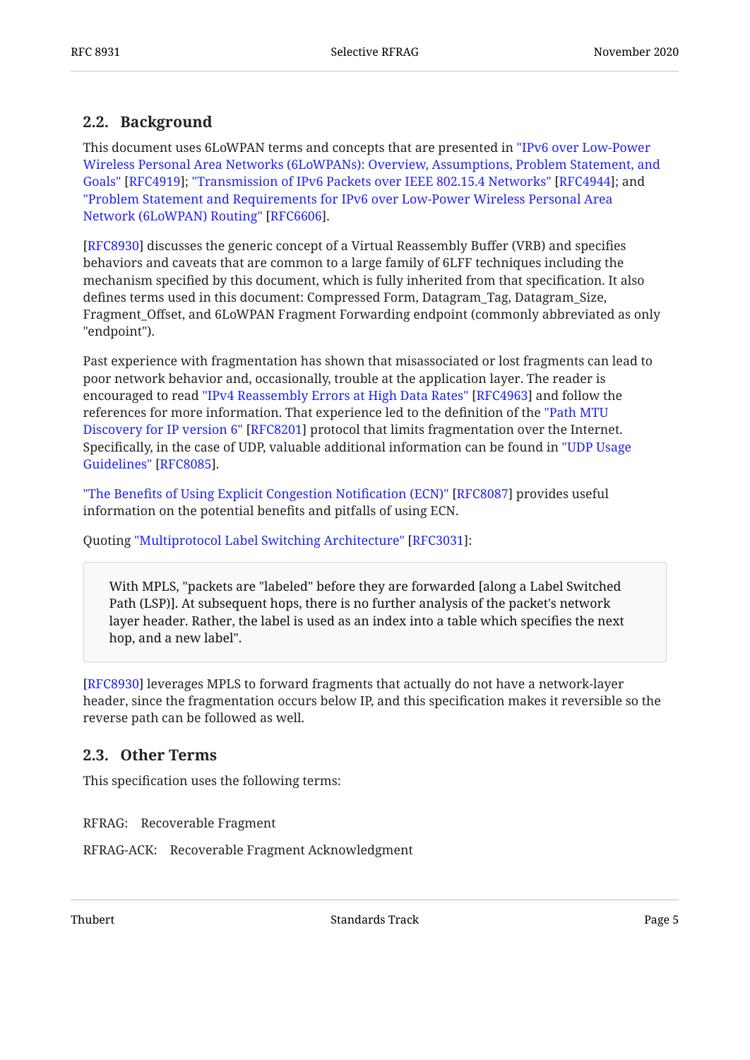## 2.2. Background

This document uses 6LoWPAN terms and concepts that are presented in "IPv6 over Low-Power Wireless Personal Area Networks (6LoWPANs): Overview, Assumptions, Problem Statement, and Goals" [RFC4919]; "Transmission of IPv6 Packets over IEEE 802.15.4 Networks" [RFC4944]; and "Problem Statement and Requirements for IPv6 over Low-Power Wireless Personal Area Network (6LoWPAN) Routing" [RFC6606].

[RFC8930] discusses the generic concept of a Virtual Reassembly Buffer (VRB) and specifies behaviors and caveats that are common to a large family of 6LFF techniques including the mechanism specified by this document, which is fully inherited from that specification. It also defines terms used in this document: Compressed Form, Datagram_Tag, Datagram_Size, Fragment_Offset, and 6LoWPAN Fragment Forwarding endpoint (commonly abbreviated as only "endpoint").

Past experience with fragmentation has shown that misassociated or lost fragments can lead to poor network behavior and, occasionally, trouble at the application layer. The reader is encouraged to read "IPv4 Reassembly Errors at High Data Rates" [RFC4963] and follow the references for more information. That experience led to the definition of the "Path MTU Discovery for IP version 6" [RFC8201] protocol that limits fragmentation over the Internet. Specifically, in the case of UDP, valuable additional information can be found in "UDP Usage Guidelines" [RFC8085].

"The Benefits of Using Explicit Congestion Notification (ECN)" [RFC8087] provides useful information on the potential benefits and pitfalls of using ECN.

Quoting "Multiprotocol Label Switching Architecture" [RFC3031]:

> With MPLS, "packets are "labeled" before they are forwarded [along a Label Switched Path (LSP)]. At subsequent hops, there is no further analysis of the packet's network layer header. Rather, the label is used as an index into a table which specifies the next hop, and a new label".

[RFC8930] leverages MPLS to forward fragments that actually do not have a network-layer header, since the fragmentation occurs below IP, and this specification makes it reversible so the reverse path can be followed as well.

## 2.3. Other Terms

This specification uses the following terms:

RFRAG: Recoverable Fragment

RFRAG-ACK: Recoverable Fragment Acknowledgment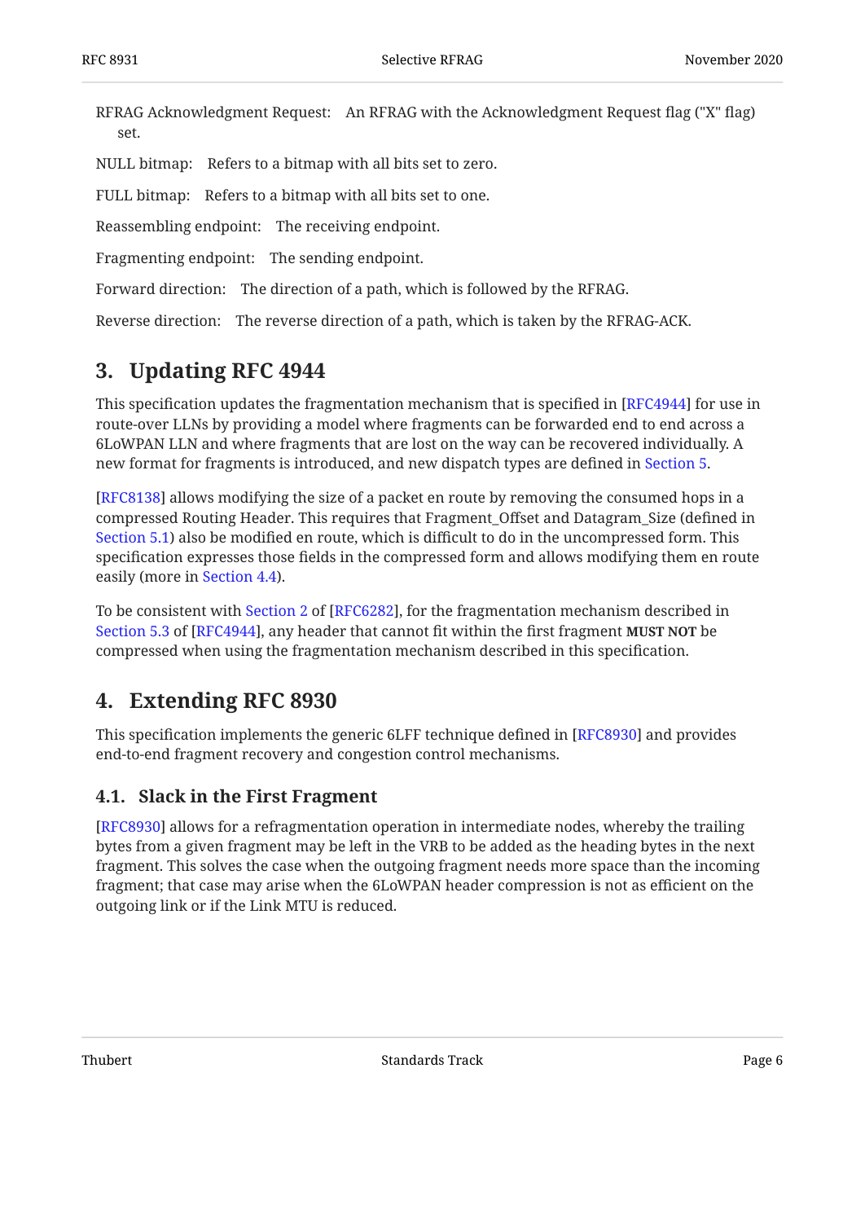RFRAG Acknowledgment Request: An RFRAG with the Acknowledgment Request flag ("X" flag) set.

NULL bitmap: Refers to a bitmap with all bits set to zero.

FULL bitmap: Refers to a bitmap with all bits set to one.

Reassembling endpoint: The receiving endpoint.

Fragmenting endpoint: The sending endpoint.

Forward direction: The direction of a path, which is followed by the RFRAG.

Reverse direction: The reverse direction of a path, which is taken by the RFRAG-ACK.

## 3. Updating RFC 4944

This specification updates the fragmentation mechanism that is specified in [RFC4944] for use in route-over LLNs by providing a model where fragments can be forwarded end to end across a 6LoWPAN LLN and where fragments that are lost on the way can be recovered individually. A new format for fragments is introduced, and new dispatch types are defined in Section 5.

[RFC8138] allows modifying the size of a packet en route by removing the consumed hops in a compressed Routing Header. This requires that Fragment_Offset and Datagram_Size (defined in Section 5.1) also be modified en route, which is difficult to do in the uncompressed form. This specification expresses those fields in the compressed form and allows modifying them en route easily (more in Section 4.4).

To be consistent with Section 2 of [RFC6282], for the fragmentation mechanism described in Section 5.3 of [RFC4944], any header that cannot fit within the first fragment **MUST NOT** be compressed when using the fragmentation mechanism described in this specification.

## 4. Extending RFC 8930

This specification implements the generic 6LFF technique defined in [RFC8930] and provides end-to-end fragment recovery and congestion control mechanisms.

### 4.1. Slack in the First Fragment

[RFC8930] allows for a refragmentation operation in intermediate nodes, whereby the trailing bytes from a given fragment may be left in the VRB to be added as the heading bytes in the next fragment. This solves the case when the outgoing fragment needs more space than the incoming fragment; that case may arise when the 6LoWPAN header compression is not as efficient on the outgoing link or if the Link MTU is reduced.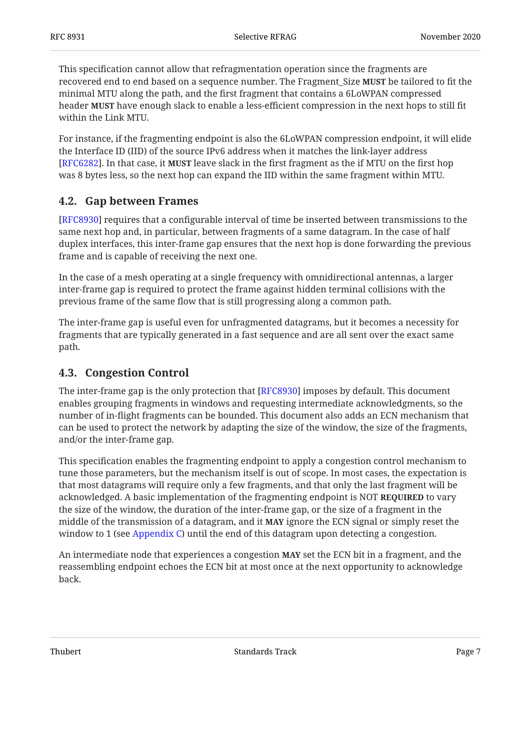This specification cannot allow that refragmentation operation since the fragments are recovered end to end based on a sequence number. The Fragment_Size **MUST** be tailored to fit the minimal MTU along the path, and the first fragment that contains a 6LoWPAN compressed header **MUST** have enough slack to enable a less-efficient compression in the next hops to still fit within the Link MTU.

For instance, if the fragmenting endpoint is also the 6LoWPAN compression endpoint, it will elide the Interface ID (IID) of the source IPv6 address when it matches the link-layer address [RFC6282]. In that case, it **MUST** leave slack in the first fragment as the if MTU on the first hop was 8 bytes less, so the next hop can expand the IID within the same fragment within MTU.

### 4.2. Gap between Frames

[RFC8930] requires that a configurable interval of time be inserted between transmissions to the same next hop and, in particular, between fragments of a same datagram. In the case of half duplex interfaces, this inter-frame gap ensures that the next hop is done forwarding the previous frame and is capable of receiving the next one.

In the case of a mesh operating at a single frequency with omnidirectional antennas, a larger inter-frame gap is required to protect the frame against hidden terminal collisions with the previous frame of the same flow that is still progressing along a common path.

The inter-frame gap is useful even for unfragmented datagrams, but it becomes a necessity for fragments that are typically generated in a fast sequence and are all sent over the exact same path.

### 4.3. Congestion Control

The inter-frame gap is the only protection that [RFC8930] imposes by default. This document enables grouping fragments in windows and requesting intermediate acknowledgments, so the number of in-flight fragments can be bounded. This document also adds an ECN mechanism that can be used to protect the network by adapting the size of the window, the size of the fragments, and/or the inter-frame gap.

This specification enables the fragmenting endpoint to apply a congestion control mechanism to tune those parameters, but the mechanism itself is out of scope. In most cases, the expectation is that most datagrams will require only a few fragments, and that only the last fragment will be acknowledged. A basic implementation of the fragmenting endpoint is NOT **REQUIRED** to vary the size of the window, the duration of the inter-frame gap, or the size of a fragment in the middle of the transmission of a datagram, and it **MAY** ignore the ECN signal or simply reset the window to 1 (see Appendix C) until the end of this datagram upon detecting a congestion.

An intermediate node that experiences a congestion **MAY** set the ECN bit in a fragment, and the reassembling endpoint echoes the ECN bit at most once at the next opportunity to acknowledge back.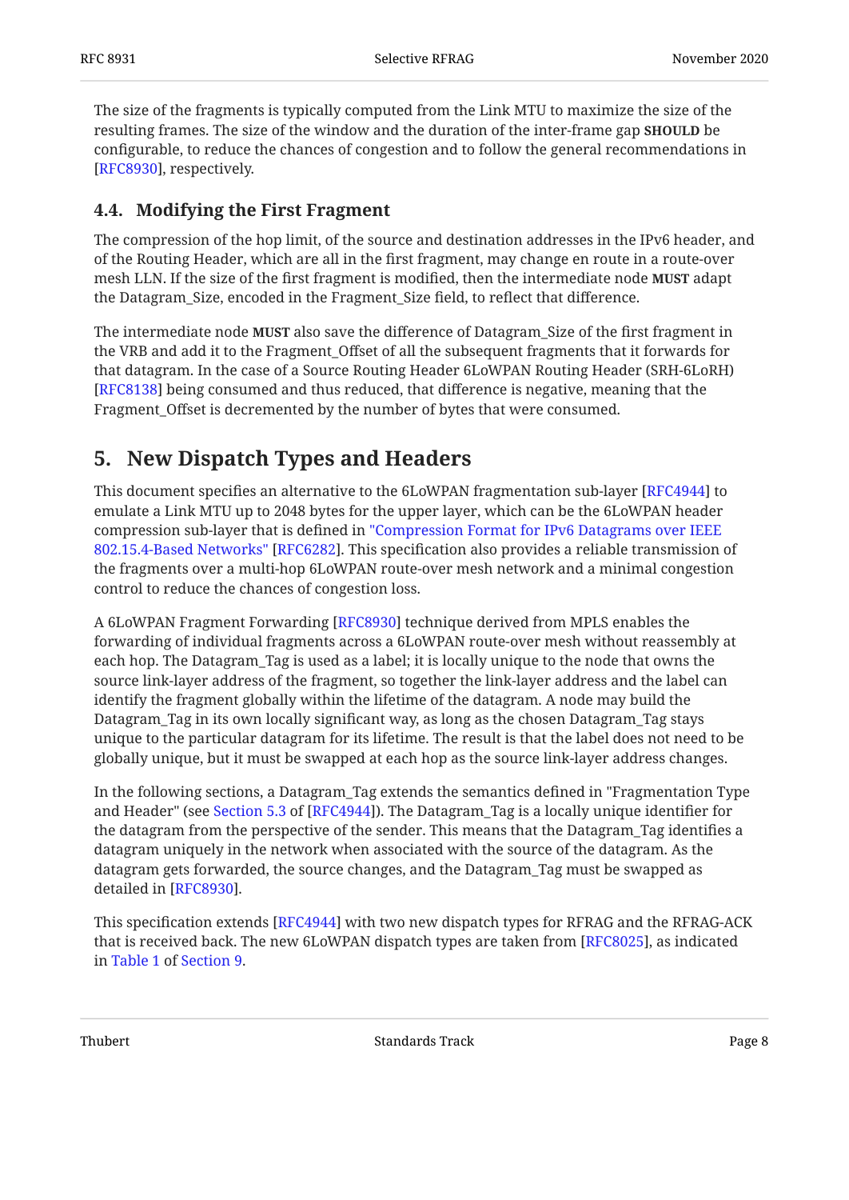The size of the fragments is typically computed from the Link MTU to maximize the size of the resulting frames. The size of the window and the duration of the inter-frame gap **SHOULD** be configurable, to reduce the chances of congestion and to follow the general recommendations in [RFC8930], respectively.

### 4.4. Modifying the First Fragment

The compression of the hop limit, of the source and destination addresses in the IPv6 header, and of the Routing Header, which are all in the first fragment, may change en route in a route-over mesh LLN. If the size of the first fragment is modified, then the intermediate node **MUST** adapt the Datagram_Size, encoded in the Fragment_Size field, to reflect that difference.

The intermediate node **MUST** also save the difference of Datagram_Size of the first fragment in the VRB and add it to the Fragment_Offset of all the subsequent fragments that it forwards for that datagram. In the case of a Source Routing Header 6LoWPAN Routing Header (SRH-6LoRH) [RFC8138] being consumed and thus reduced, that difference is negative, meaning that the Fragment_Offset is decremented by the number of bytes that were consumed.

## 5. New Dispatch Types and Headers

This document specifies an alternative to the 6LoWPAN fragmentation sub-layer [RFC4944] to emulate a Link MTU up to 2048 bytes for the upper layer, which can be the 6LoWPAN header compression sub-layer that is defined in "Compression Format for IPv6 Datagrams over IEEE 802.15.4-Based Networks" [RFC6282]. This specification also provides a reliable transmission of the fragments over a multi-hop 6LoWPAN route-over mesh network and a minimal congestion control to reduce the chances of congestion loss.

A 6LoWPAN Fragment Forwarding [RFC8930] technique derived from MPLS enables the forwarding of individual fragments across a 6LoWPAN route-over mesh without reassembly at each hop. The Datagram_Tag is used as a label; it is locally unique to the node that owns the source link-layer address of the fragment, so together the link-layer address and the label can identify the fragment globally within the lifetime of the datagram. A node may build the Datagram_Tag in its own locally significant way, as long as the chosen Datagram_Tag stays unique to the particular datagram for its lifetime. The result is that the label does not need to be globally unique, but it must be swapped at each hop as the source link-layer address changes.

In the following sections, a Datagram_Tag extends the semantics defined in "Fragmentation Type and Header" (see Section 5.3 of [RFC4944]). The Datagram_Tag is a locally unique identifier for the datagram from the perspective of the sender. This means that the Datagram_Tag identifies a datagram uniquely in the network when associated with the source of the datagram. As the datagram gets forwarded, the source changes, and the Datagram_Tag must be swapped as detailed in [RFC8930].

This specification extends [RFC4944] with two new dispatch types for RFRAG and the RFRAG-ACK that is received back. The new 6LoWPAN dispatch types are taken from [RFC8025], as indicated in Table 1 of Section 9.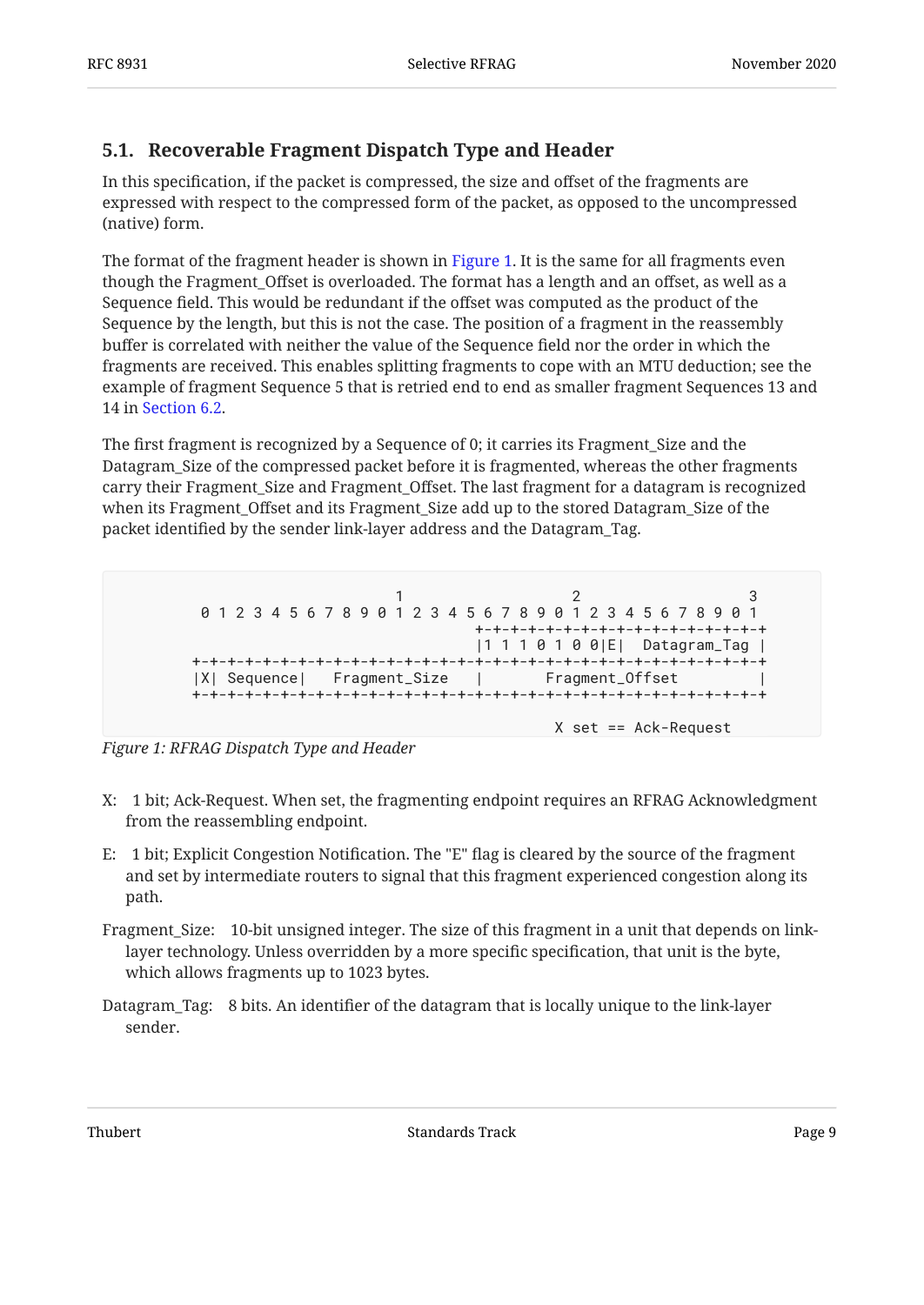### 5.1. Recoverable Fragment Dispatch Type and Header

In this specification, if the packet is compressed, the size and offset of the fragments are expressed with respect to the compressed form of the packet, as opposed to the uncompressed (native) form.

The format of the fragment header is shown in Figure 1. It is the same for all fragments even though the Fragment_Offset is overloaded. The format has a length and an offset, as well as a Sequence field. This would be redundant if the offset was computed as the product of the Sequence by the length, but this is not the case. The position of a fragment in the reassembly buffer is correlated with neither the value of the Sequence field nor the order in which the fragments are received. This enables splitting fragments to cope with an MTU deduction; see the example of fragment Sequence 5 that is retried end to end as smaller fragment Sequences 13 and 14 in Section 6.2.

The first fragment is recognized by a Sequence of 0; it carries its Fragment_Size and the Datagram_Size of the compressed packet before it is fragmented, whereas the other fragments carry their Fragment_Size and Fragment_Offset. The last fragment for a datagram is recognized when its Fragment_Offset and its Fragment_Size add up to the stored Datagram_Size of the packet identified by the sender link-layer address and the Datagram_Tag.

```
                     1                   2                   3
 0 1 2 3 4 5 6 7 8 9 0 1 2 3 4 5 6 7 8 9 0 1 2 3 4 5 6 7 8 9 0 1
                                +-+-+-+-+-+-+-+-+-+-+-+-+-+-+-+-+
                                |1 1 1 0 1 0 0|E|  Datagram_Tag |
+-+-+-+-+-+-+-+-+-+-+-+-+-+-+-+-+-+-+-+-+-+-+-+-+-+-+-+-+-+-+-+-+
|X| Sequence|   Fragment_Size   |       Fragment_Offset         |
+-+-+-+-+-+-+-+-+-+-+-+-+-+-+-+-+-+-+-+-+-+-+-+-+-+-+-+-+-+-+-+-+

                                         X set == Ack-Request
```

*Figure 1: RFRAG Dispatch Type and Header*

X: 1 bit; Ack-Request. When set, the fragmenting endpoint requires an RFRAG Acknowledgment from the reassembling endpoint.

E: 1 bit; Explicit Congestion Notification. The "E" flag is cleared by the source of the fragment and set by intermediate routers to signal that this fragment experienced congestion along its path.

Fragment_Size: 10-bit unsigned integer. The size of this fragment in a unit that depends on link-layer technology. Unless overridden by a more specific specification, that unit is the byte, which allows fragments up to 1023 bytes.

Datagram_Tag: 8 bits. An identifier of the datagram that is locally unique to the link-layer sender.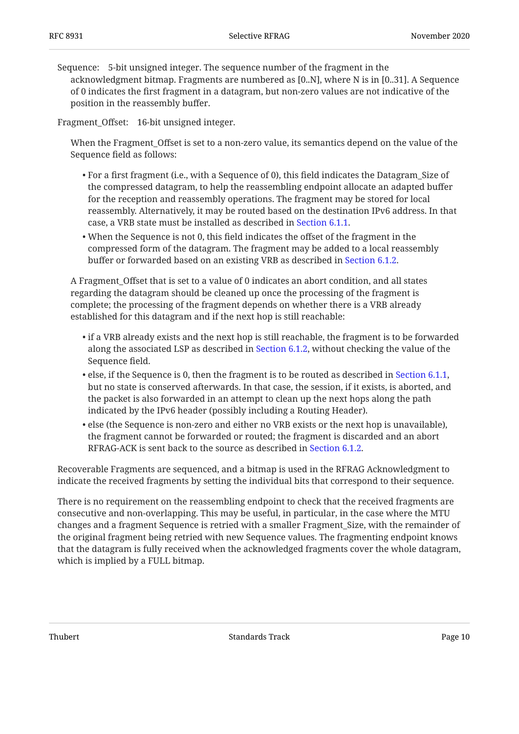Sequence: 5-bit unsigned integer. The sequence number of the fragment in the acknowledgment bitmap. Fragments are numbered as [0..N], where N is in [0..31]. A Sequence of 0 indicates the first fragment in a datagram, but non-zero values are not indicative of the position in the reassembly buffer.

Fragment_Offset: 16-bit unsigned integer.

When the Fragment_Offset is set to a non-zero value, its semantics depend on the value of the Sequence field as follows:

- For a first fragment (i.e., with a Sequence of 0), this field indicates the Datagram_Size of the compressed datagram, to help the reassembling endpoint allocate an adapted buffer for the reception and reassembly operations. The fragment may be stored for local reassembly. Alternatively, it may be routed based on the destination IPv6 address. In that case, a VRB state must be installed as described in Section 6.1.1.
- When the Sequence is not 0, this field indicates the offset of the fragment in the compressed form of the datagram. The fragment may be added to a local reassembly buffer or forwarded based on an existing VRB as described in Section 6.1.2.

A Fragment_Offset that is set to a value of 0 indicates an abort condition, and all states regarding the datagram should be cleaned up once the processing of the fragment is complete; the processing of the fragment depends on whether there is a VRB already established for this datagram and if the next hop is still reachable:

- if a VRB already exists and the next hop is still reachable, the fragment is to be forwarded along the associated LSP as described in Section 6.1.2, without checking the value of the Sequence field.
- else, if the Sequence is 0, then the fragment is to be routed as described in Section 6.1.1, but no state is conserved afterwards. In that case, the session, if it exists, is aborted, and the packet is also forwarded in an attempt to clean up the next hops along the path indicated by the IPv6 header (possibly including a Routing Header).
- else (the Sequence is non-zero and either no VRB exists or the next hop is unavailable), the fragment cannot be forwarded or routed; the fragment is discarded and an abort RFRAG-ACK is sent back to the source as described in Section 6.1.2.

Recoverable Fragments are sequenced, and a bitmap is used in the RFRAG Acknowledgment to indicate the received fragments by setting the individual bits that correspond to their sequence.

There is no requirement on the reassembling endpoint to check that the received fragments are consecutive and non-overlapping. This may be useful, in particular, in the case where the MTU changes and a fragment Sequence is retried with a smaller Fragment_Size, with the remainder of the original fragment being retried with new Sequence values. The fragmenting endpoint knows that the datagram is fully received when the acknowledged fragments cover the whole datagram, which is implied by a FULL bitmap.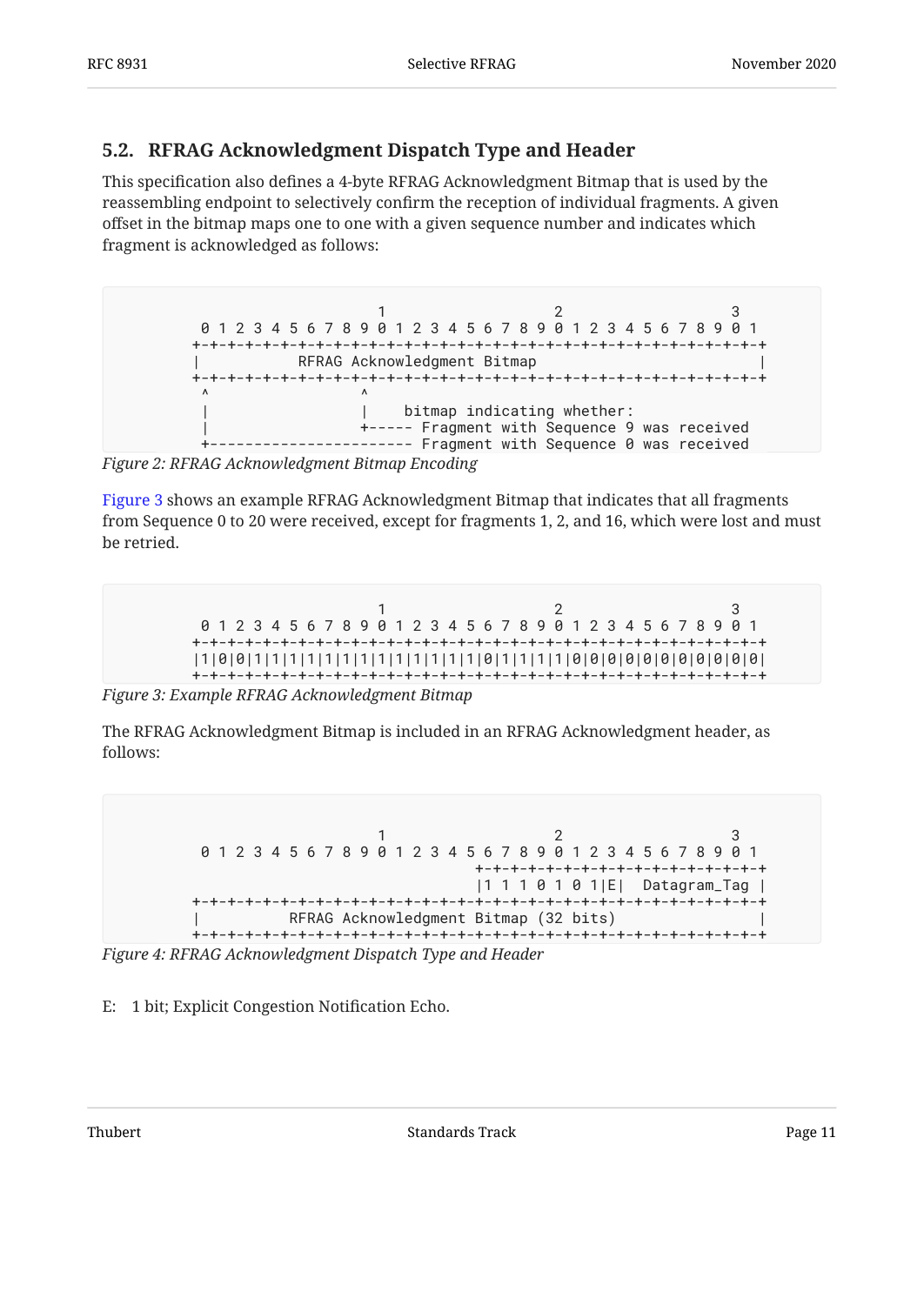### 5.2. RFRAG Acknowledgment Dispatch Type and Header

This specification also defines a 4-byte RFRAG Acknowledgment Bitmap that is used by the reassembling endpoint to selectively confirm the reception of individual fragments. A given offset in the bitmap maps one to one with a given sequence number and indicates which fragment is acknowledged as follows:

```
                     1                   2                   3
 0 1 2 3 4 5 6 7 8 9 0 1 2 3 4 5 6 7 8 9 0 1 2 3 4 5 6 7 8 9 0 1
+-+-+-+-+-+-+-+-+-+-+-+-+-+-+-+-+-+-+-+-+-+-+-+-+-+-+-+-+-+-+-+-+
|          RFRAG Acknowledgment Bitmap                          |
+-+-+-+-+-+-+-+-+-+-+-+-+-+-+-+-+-+-+-+-+-+-+-+-+-+-+-+-+-+-+-+-+
 ^                 ^
 |                 |    bitmap indicating whether:
 |                 +----- Fragment with Sequence 9 was received
 +----------------------- Fragment with Sequence 0 was received
```

Figure 2: RFRAG Acknowledgment Bitmap Encoding

Figure 3 shows an example RFRAG Acknowledgment Bitmap that indicates that all fragments from Sequence 0 to 20 were received, except for fragments 1, 2, and 16, which were lost and must be retried.

```
                     1                   2                   3
 0 1 2 3 4 5 6 7 8 9 0 1 2 3 4 5 6 7 8 9 0 1 2 3 4 5 6 7 8 9 0 1
+-+-+-+-+-+-+-+-+-+-+-+-+-+-+-+-+-+-+-+-+-+-+-+-+-+-+-+-+-+-+-+-+
|1|0|0|1|1|1|1|1|1|1|1|1|1|1|1|1|0|1|1|1|1|0|0|0|0|0|0|0|0|0|0|0|
+-+-+-+-+-+-+-+-+-+-+-+-+-+-+-+-+-+-+-+-+-+-+-+-+-+-+-+-+-+-+-+-+
```

Figure 3: Example RFRAG Acknowledgment Bitmap

The RFRAG Acknowledgment Bitmap is included in an RFRAG Acknowledgment header, as follows:

```
                     1                   2                   3
 0 1 2 3 4 5 6 7 8 9 0 1 2 3 4 5 6 7 8 9 0 1 2 3 4 5 6 7 8 9 0 1
                                +-+-+-+-+-+-+-+-+-+-+-+-+-+-+-+-+
                                |1 1 1 0 1 0 1|E|  Datagram_Tag |
+-+-+-+-+-+-+-+-+-+-+-+-+-+-+-+-+-+-+-+-+-+-+-+-+-+-+-+-+-+-+-+-+
|         RFRAG Acknowledgment Bitmap (32 bits)                 |
+-+-+-+-+-+-+-+-+-+-+-+-+-+-+-+-+-+-+-+-+-+-+-+-+-+-+-+-+-+-+-+-+
```

Figure 4: RFRAG Acknowledgment Dispatch Type and Header

E: 1 bit; Explicit Congestion Notification Echo.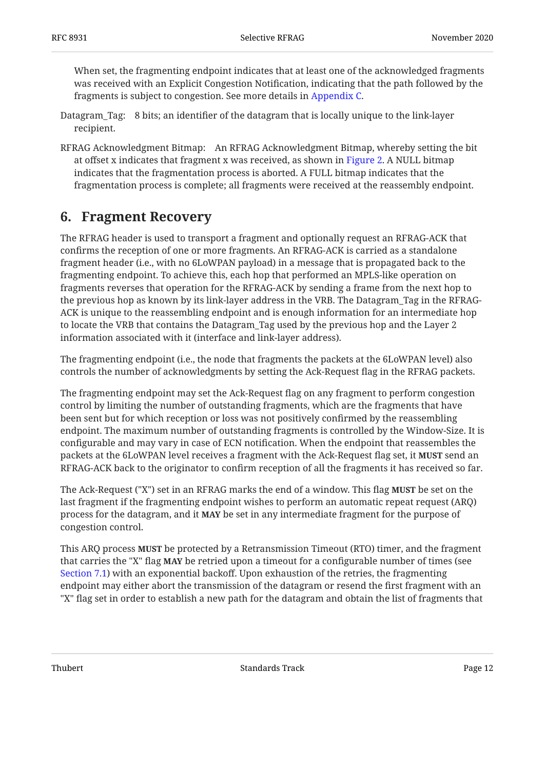When set, the fragmenting endpoint indicates that at least one of the acknowledged fragments was received with an Explicit Congestion Notification, indicating that the path followed by the fragments is subject to congestion. See more details in Appendix C.

Datagram_Tag: 8 bits; an identifier of the datagram that is locally unique to the link-layer recipient.

RFRAG Acknowledgment Bitmap: An RFRAG Acknowledgment Bitmap, whereby setting the bit at offset x indicates that fragment x was received, as shown in Figure 2. A NULL bitmap indicates that the fragmentation process is aborted. A FULL bitmap indicates that the fragmentation process is complete; all fragments were received at the reassembly endpoint.

## 6. Fragment Recovery

The RFRAG header is used to transport a fragment and optionally request an RFRAG-ACK that confirms the reception of one or more fragments. An RFRAG-ACK is carried as a standalone fragment header (i.e., with no 6LoWPAN payload) in a message that is propagated back to the fragmenting endpoint. To achieve this, each hop that performed an MPLS-like operation on fragments reverses that operation for the RFRAG-ACK by sending a frame from the next hop to the previous hop as known by its link-layer address in the VRB. The Datagram_Tag in the RFRAG-ACK is unique to the reassembling endpoint and is enough information for an intermediate hop to locate the VRB that contains the Datagram_Tag used by the previous hop and the Layer 2 information associated with it (interface and link-layer address).

The fragmenting endpoint (i.e., the node that fragments the packets at the 6LoWPAN level) also controls the number of acknowledgments by setting the Ack-Request flag in the RFRAG packets.

The fragmenting endpoint may set the Ack-Request flag on any fragment to perform congestion control by limiting the number of outstanding fragments, which are the fragments that have been sent but for which reception or loss was not positively confirmed by the reassembling endpoint. The maximum number of outstanding fragments is controlled by the Window-Size. It is configurable and may vary in case of ECN notification. When the endpoint that reassembles the packets at the 6LoWPAN level receives a fragment with the Ack-Request flag set, it **MUST** send an RFRAG-ACK back to the originator to confirm reception of all the fragments it has received so far.

The Ack-Request ("X") set in an RFRAG marks the end of a window. This flag **MUST** be set on the last fragment if the fragmenting endpoint wishes to perform an automatic repeat request (ARQ) process for the datagram, and it **MAY** be set in any intermediate fragment for the purpose of congestion control.

This ARQ process **MUST** be protected by a Retransmission Timeout (RTO) timer, and the fragment that carries the "X" flag **MAY** be retried upon a timeout for a configurable number of times (see Section 7.1) with an exponential backoff. Upon exhaustion of the retries, the fragmenting endpoint may either abort the transmission of the datagram or resend the first fragment with an "X" flag set in order to establish a new path for the datagram and obtain the list of fragments that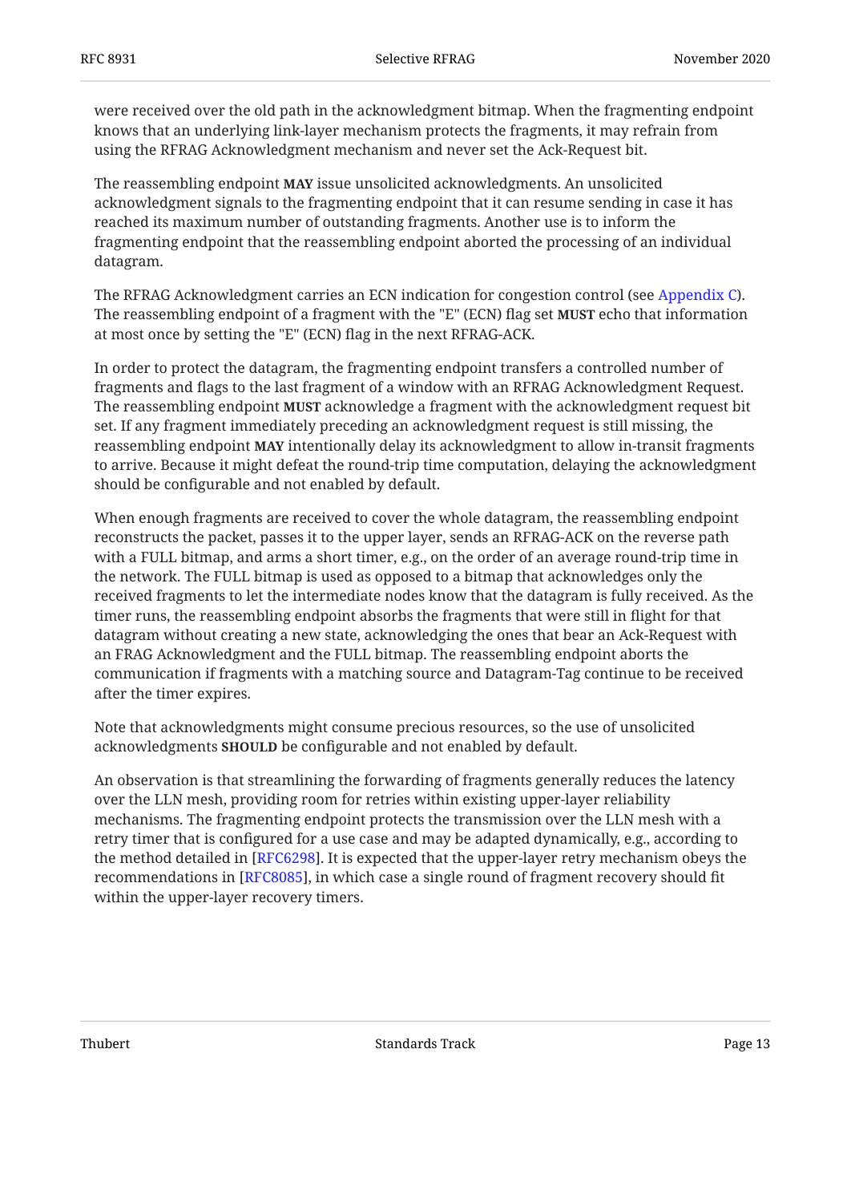were received over the old path in the acknowledgment bitmap. When the fragmenting endpoint knows that an underlying link-layer mechanism protects the fragments, it may refrain from using the RFRAG Acknowledgment mechanism and never set the Ack-Request bit.

The reassembling endpoint **MAY** issue unsolicited acknowledgments. An unsolicited acknowledgment signals to the fragmenting endpoint that it can resume sending in case it has reached its maximum number of outstanding fragments. Another use is to inform the fragmenting endpoint that the reassembling endpoint aborted the processing of an individual datagram.

The RFRAG Acknowledgment carries an ECN indication for congestion control (see Appendix C). The reassembling endpoint of a fragment with the "E" (ECN) flag set **MUST** echo that information at most once by setting the "E" (ECN) flag in the next RFRAG-ACK.

In order to protect the datagram, the fragmenting endpoint transfers a controlled number of fragments and flags to the last fragment of a window with an RFRAG Acknowledgment Request. The reassembling endpoint **MUST** acknowledge a fragment with the acknowledgment request bit set. If any fragment immediately preceding an acknowledgment request is still missing, the reassembling endpoint **MAY** intentionally delay its acknowledgment to allow in-transit fragments to arrive. Because it might defeat the round-trip time computation, delaying the acknowledgment should be configurable and not enabled by default.

When enough fragments are received to cover the whole datagram, the reassembling endpoint reconstructs the packet, passes it to the upper layer, sends an RFRAG-ACK on the reverse path with a FULL bitmap, and arms a short timer, e.g., on the order of an average round-trip time in the network. The FULL bitmap is used as opposed to a bitmap that acknowledges only the received fragments to let the intermediate nodes know that the datagram is fully received. As the timer runs, the reassembling endpoint absorbs the fragments that were still in flight for that datagram without creating a new state, acknowledging the ones that bear an Ack-Request with an FRAG Acknowledgment and the FULL bitmap. The reassembling endpoint aborts the communication if fragments with a matching source and Datagram-Tag continue to be received after the timer expires.

Note that acknowledgments might consume precious resources, so the use of unsolicited acknowledgments **SHOULD** be configurable and not enabled by default.

An observation is that streamlining the forwarding of fragments generally reduces the latency over the LLN mesh, providing room for retries within existing upper-layer reliability mechanisms. The fragmenting endpoint protects the transmission over the LLN mesh with a retry timer that is configured for a use case and may be adapted dynamically, e.g., according to the method detailed in [RFC6298]. It is expected that the upper-layer retry mechanism obeys the recommendations in [RFC8085], in which case a single round of fragment recovery should fit within the upper-layer recovery timers.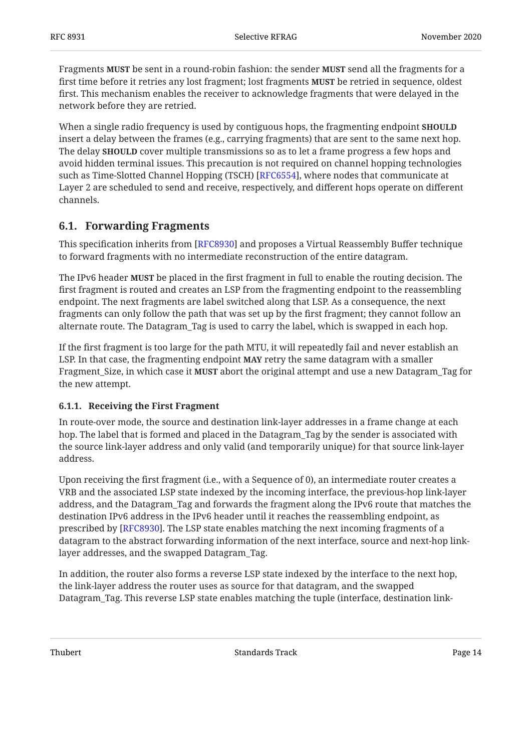Fragments **MUST** be sent in a round-robin fashion: the sender **MUST** send all the fragments for a first time before it retries any lost fragment; lost fragments **MUST** be retried in sequence, oldest first. This mechanism enables the receiver to acknowledge fragments that were delayed in the network before they are retried.

When a single radio frequency is used by contiguous hops, the fragmenting endpoint **SHOULD** insert a delay between the frames (e.g., carrying fragments) that are sent to the same next hop. The delay **SHOULD** cover multiple transmissions so as to let a frame progress a few hops and avoid hidden terminal issues. This precaution is not required on channel hopping technologies such as Time-Slotted Channel Hopping (TSCH) [RFC6554], where nodes that communicate at Layer 2 are scheduled to send and receive, respectively, and different hops operate on different channels.

## 6.1. Forwarding Fragments

This specification inherits from [RFC8930] and proposes a Virtual Reassembly Buffer technique to forward fragments with no intermediate reconstruction of the entire datagram.

The IPv6 header **MUST** be placed in the first fragment in full to enable the routing decision. The first fragment is routed and creates an LSP from the fragmenting endpoint to the reassembling endpoint. The next fragments are label switched along that LSP. As a consequence, the next fragments can only follow the path that was set up by the first fragment; they cannot follow an alternate route. The Datagram_Tag is used to carry the label, which is swapped in each hop.

If the first fragment is too large for the path MTU, it will repeatedly fail and never establish an LSP. In that case, the fragmenting endpoint **MAY** retry the same datagram with a smaller Fragment_Size, in which case it **MUST** abort the original attempt and use a new Datagram_Tag for the new attempt.

### 6.1.1. Receiving the First Fragment

In route-over mode, the source and destination link-layer addresses in a frame change at each hop. The label that is formed and placed in the Datagram_Tag by the sender is associated with the source link-layer address and only valid (and temporarily unique) for that source link-layer address.

Upon receiving the first fragment (i.e., with a Sequence of 0), an intermediate router creates a VRB and the associated LSP state indexed by the incoming interface, the previous-hop link-layer address, and the Datagram_Tag and forwards the fragment along the IPv6 route that matches the destination IPv6 address in the IPv6 header until it reaches the reassembling endpoint, as prescribed by [RFC8930]. The LSP state enables matching the next incoming fragments of a datagram to the abstract forwarding information of the next interface, source and next-hop link-layer addresses, and the swapped Datagram_Tag.

In addition, the router also forms a reverse LSP state indexed by the interface to the next hop, the link-layer address the router uses as source for that datagram, and the swapped Datagram_Tag. This reverse LSP state enables matching the tuple (interface, destination link-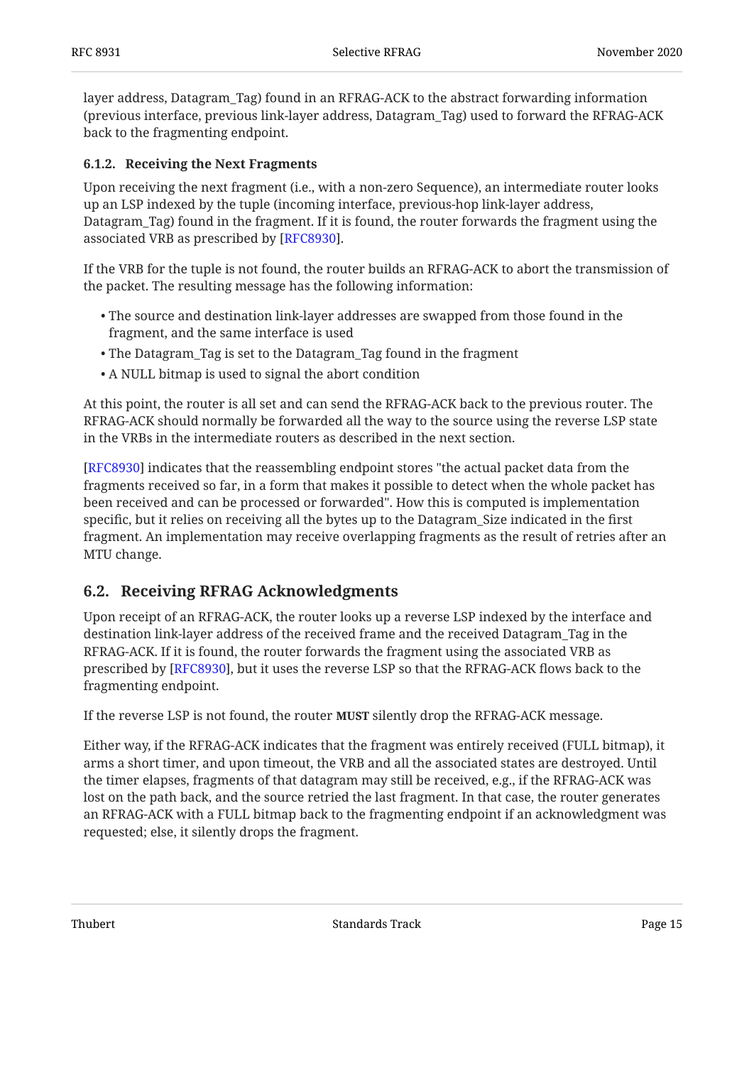layer address, Datagram_Tag) found in an RFRAG-ACK to the abstract forwarding information (previous interface, previous link-layer address, Datagram_Tag) used to forward the RFRAG-ACK back to the fragmenting endpoint.

#### 6.1.2. Receiving the Next Fragments

Upon receiving the next fragment (i.e., with a non-zero Sequence), an intermediate router looks up an LSP indexed by the tuple (incoming interface, previous-hop link-layer address, Datagram_Tag) found in the fragment. If it is found, the router forwards the fragment using the associated VRB as prescribed by [RFC8930].

If the VRB for the tuple is not found, the router builds an RFRAG-ACK to abort the transmission of the packet. The resulting message has the following information:

- The source and destination link-layer addresses are swapped from those found in the fragment, and the same interface is used
- The Datagram_Tag is set to the Datagram_Tag found in the fragment
- A NULL bitmap is used to signal the abort condition

At this point, the router is all set and can send the RFRAG-ACK back to the previous router. The RFRAG-ACK should normally be forwarded all the way to the source using the reverse LSP state in the VRBs in the intermediate routers as described in the next section.

[RFC8930] indicates that the reassembling endpoint stores "the actual packet data from the fragments received so far, in a form that makes it possible to detect when the whole packet has been received and can be processed or forwarded". How this is computed is implementation specific, but it relies on receiving all the bytes up to the Datagram_Size indicated in the first fragment. An implementation may receive overlapping fragments as the result of retries after an MTU change.

### 6.2. Receiving RFRAG Acknowledgments

Upon receipt of an RFRAG-ACK, the router looks up a reverse LSP indexed by the interface and destination link-layer address of the received frame and the received Datagram_Tag in the RFRAG-ACK. If it is found, the router forwards the fragment using the associated VRB as prescribed by [RFC8930], but it uses the reverse LSP so that the RFRAG-ACK flows back to the fragmenting endpoint.

If the reverse LSP is not found, the router **MUST** silently drop the RFRAG-ACK message.

Either way, if the RFRAG-ACK indicates that the fragment was entirely received (FULL bitmap), it arms a short timer, and upon timeout, the VRB and all the associated states are destroyed. Until the timer elapses, fragments of that datagram may still be received, e.g., if the RFRAG-ACK was lost on the path back, and the source retried the last fragment. In that case, the router generates an RFRAG-ACK with a FULL bitmap back to the fragmenting endpoint if an acknowledgment was requested; else, it silently drops the fragment.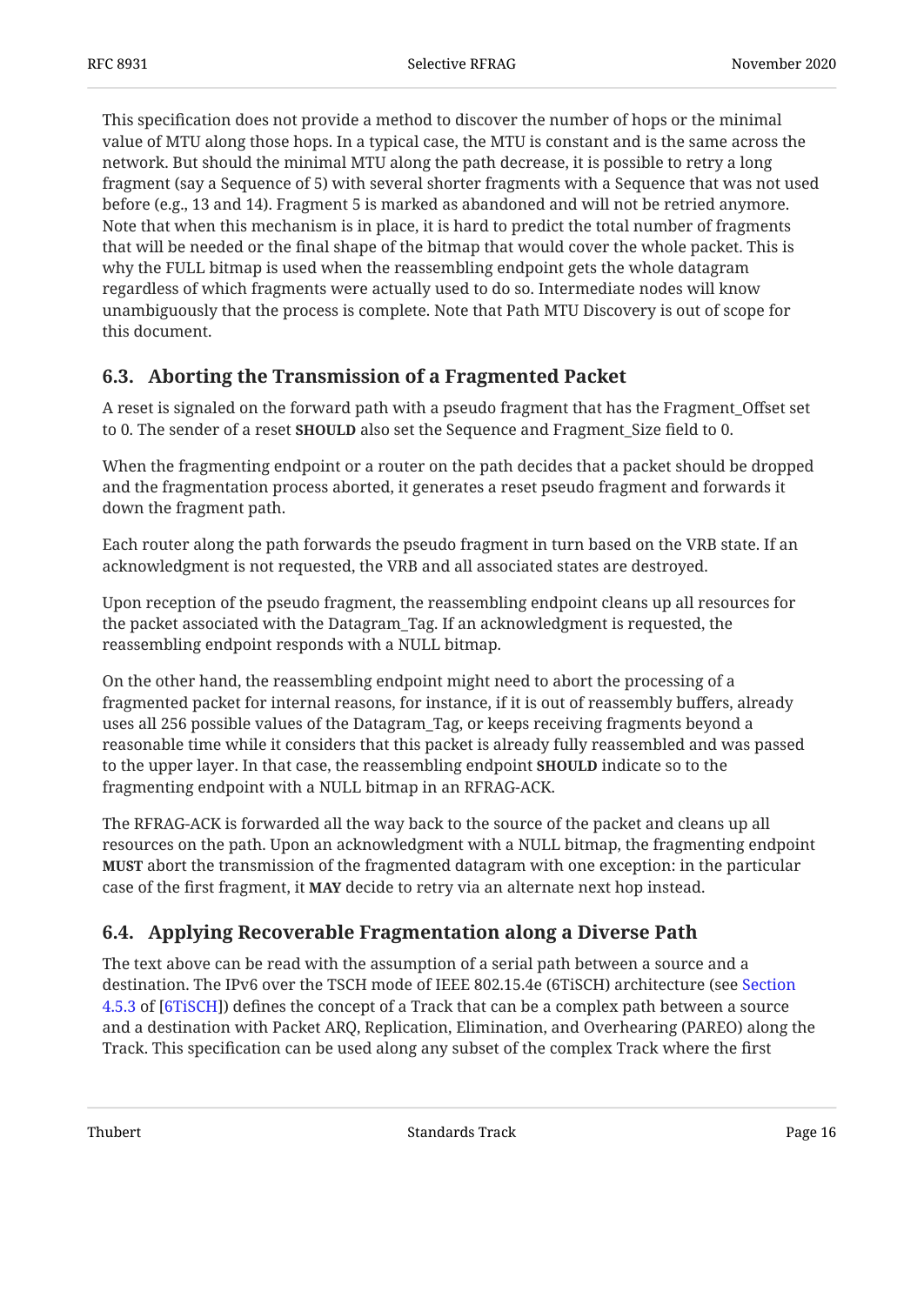This specification does not provide a method to discover the number of hops or the minimal value of MTU along those hops. In a typical case, the MTU is constant and is the same across the network. But should the minimal MTU along the path decrease, it is possible to retry a long fragment (say a Sequence of 5) with several shorter fragments with a Sequence that was not used before (e.g., 13 and 14). Fragment 5 is marked as abandoned and will not be retried anymore. Note that when this mechanism is in place, it is hard to predict the total number of fragments that will be needed or the final shape of the bitmap that would cover the whole packet. This is why the FULL bitmap is used when the reassembling endpoint gets the whole datagram regardless of which fragments were actually used to do so. Intermediate nodes will know unambiguously that the process is complete. Note that Path MTU Discovery is out of scope for this document.

## 6.3. Aborting the Transmission of a Fragmented Packet

A reset is signaled on the forward path with a pseudo fragment that has the Fragment_Offset set to 0. The sender of a reset **SHOULD** also set the Sequence and Fragment_Size field to 0.

When the fragmenting endpoint or a router on the path decides that a packet should be dropped and the fragmentation process aborted, it generates a reset pseudo fragment and forwards it down the fragment path.

Each router along the path forwards the pseudo fragment in turn based on the VRB state. If an acknowledgment is not requested, the VRB and all associated states are destroyed.

Upon reception of the pseudo fragment, the reassembling endpoint cleans up all resources for the packet associated with the Datagram_Tag. If an acknowledgment is requested, the reassembling endpoint responds with a NULL bitmap.

On the other hand, the reassembling endpoint might need to abort the processing of a fragmented packet for internal reasons, for instance, if it is out of reassembly buffers, already uses all 256 possible values of the Datagram_Tag, or keeps receiving fragments beyond a reasonable time while it considers that this packet is already fully reassembled and was passed to the upper layer. In that case, the reassembling endpoint **SHOULD** indicate so to the fragmenting endpoint with a NULL bitmap in an RFRAG-ACK.

The RFRAG-ACK is forwarded all the way back to the source of the packet and cleans up all resources on the path. Upon an acknowledgment with a NULL bitmap, the fragmenting endpoint **MUST** abort the transmission of the fragmented datagram with one exception: in the particular case of the first fragment, it **MAY** decide to retry via an alternate next hop instead.

## 6.4. Applying Recoverable Fragmentation along a Diverse Path

The text above can be read with the assumption of a serial path between a source and a destination. The IPv6 over the TSCH mode of IEEE 802.15.4e (6TiSCH) architecture (see Section 4.5.3 of [6TiSCH]) defines the concept of a Track that can be a complex path between a source and a destination with Packet ARQ, Replication, Elimination, and Overhearing (PAREO) along the Track. This specification can be used along any subset of the complex Track where the first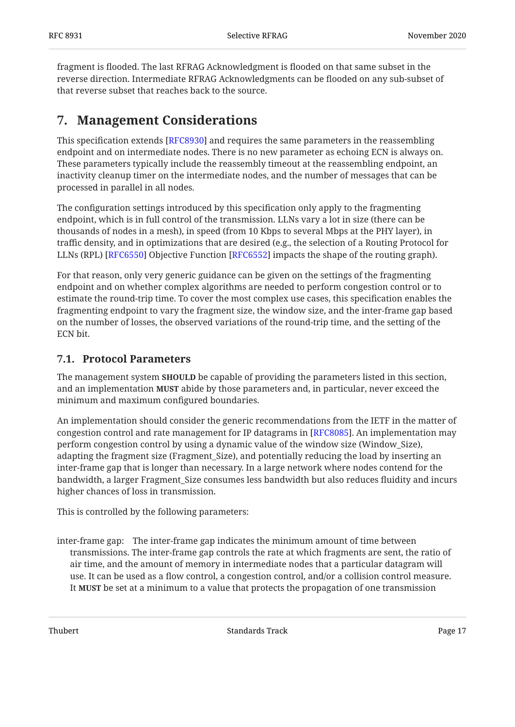fragment is flooded. The last RFRAG Acknowledgment is flooded on that same subset in the reverse direction. Intermediate RFRAG Acknowledgments can be flooded on any sub-subset of that reverse subset that reaches back to the source.

## 7. Management Considerations

This specification extends [RFC8930] and requires the same parameters in the reassembling endpoint and on intermediate nodes. There is no new parameter as echoing ECN is always on. These parameters typically include the reassembly timeout at the reassembling endpoint, an inactivity cleanup timer on the intermediate nodes, and the number of messages that can be processed in parallel in all nodes.

The configuration settings introduced by this specification only apply to the fragmenting endpoint, which is in full control of the transmission. LLNs vary a lot in size (there can be thousands of nodes in a mesh), in speed (from 10 Kbps to several Mbps at the PHY layer), in traffic density, and in optimizations that are desired (e.g., the selection of a Routing Protocol for LLNs (RPL) [RFC6550] Objective Function [RFC6552] impacts the shape of the routing graph).

For that reason, only very generic guidance can be given on the settings of the fragmenting endpoint and on whether complex algorithms are needed to perform congestion control or to estimate the round-trip time. To cover the most complex use cases, this specification enables the fragmenting endpoint to vary the fragment size, the window size, and the inter-frame gap based on the number of losses, the observed variations of the round-trip time, and the setting of the ECN bit.

### 7.1. Protocol Parameters

The management system **SHOULD** be capable of providing the parameters listed in this section, and an implementation **MUST** abide by those parameters and, in particular, never exceed the minimum and maximum configured boundaries.

An implementation should consider the generic recommendations from the IETF in the matter of congestion control and rate management for IP datagrams in [RFC8085]. An implementation may perform congestion control by using a dynamic value of the window size (Window_Size), adapting the fragment size (Fragment_Size), and potentially reducing the load by inserting an inter-frame gap that is longer than necessary. In a large network where nodes contend for the bandwidth, a larger Fragment_Size consumes less bandwidth but also reduces fluidity and incurs higher chances of loss in transmission.

This is controlled by the following parameters:

inter-frame gap: The inter-frame gap indicates the minimum amount of time between transmissions. The inter-frame gap controls the rate at which fragments are sent, the ratio of air time, and the amount of memory in intermediate nodes that a particular datagram will use. It can be used as a flow control, a congestion control, and/or a collision control measure. It **MUST** be set at a minimum to a value that protects the propagation of one transmission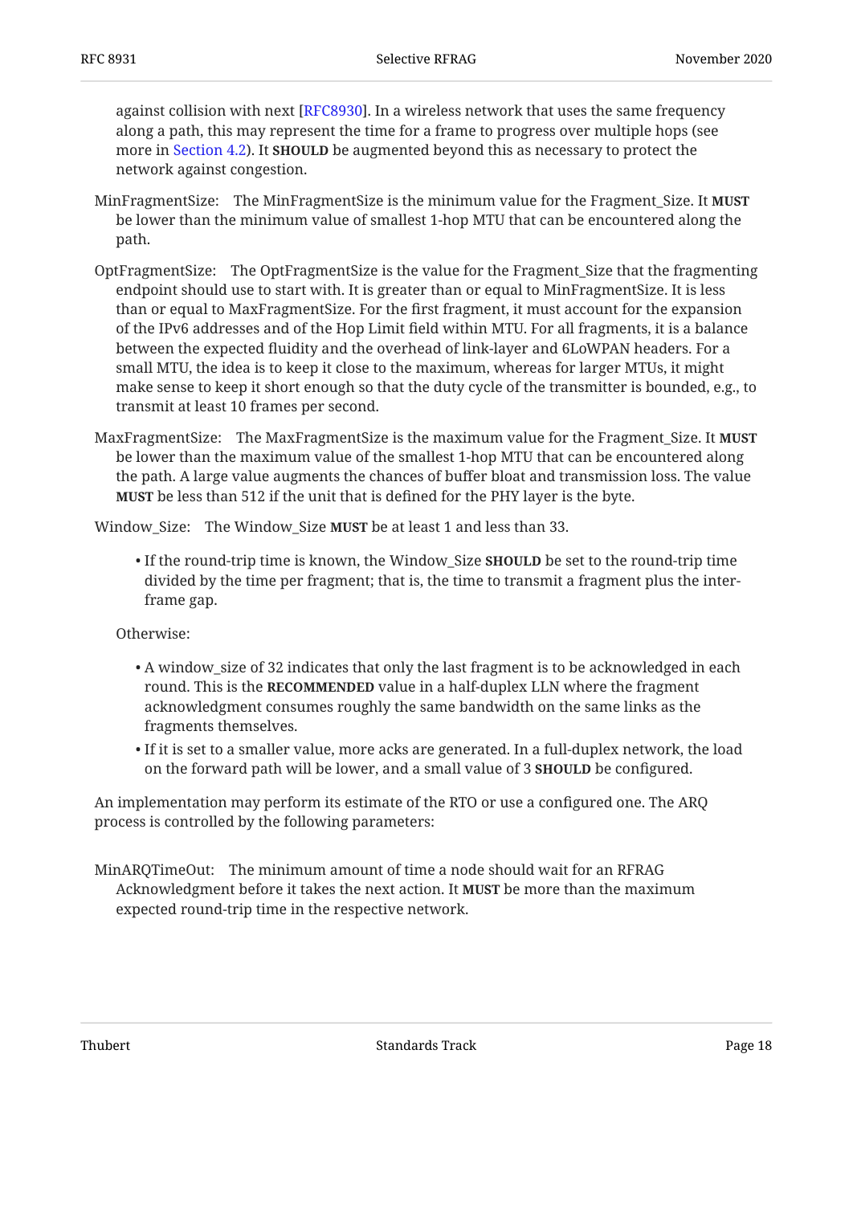against collision with next [RFC8930]. In a wireless network that uses the same frequency along a path, this may represent the time for a frame to progress over multiple hops (see more in Section 4.2). It **SHOULD** be augmented beyond this as necessary to protect the network against congestion.

MinFragmentSize:   The MinFragmentSize is the minimum value for the Fragment_Size. It **MUST** be lower than the minimum value of smallest 1-hop MTU that can be encountered along the path.

OptFragmentSize:   The OptFragmentSize is the value for the Fragment_Size that the fragmenting endpoint should use to start with. It is greater than or equal to MinFragmentSize. It is less than or equal to MaxFragmentSize. For the first fragment, it must account for the expansion of the IPv6 addresses and of the Hop Limit field within MTU. For all fragments, it is a balance between the expected fluidity and the overhead of link-layer and 6LoWPAN headers. For a small MTU, the idea is to keep it close to the maximum, whereas for larger MTUs, it might make sense to keep it short enough so that the duty cycle of the transmitter is bounded, e.g., to transmit at least 10 frames per second.

MaxFragmentSize:   The MaxFragmentSize is the maximum value for the Fragment_Size. It **MUST** be lower than the maximum value of the smallest 1-hop MTU that can be encountered along the path. A large value augments the chances of buffer bloat and transmission loss. The value **MUST** be less than 512 if the unit that is defined for the PHY layer is the byte.

Window_Size:   The Window_Size **MUST** be at least 1 and less than 33.

- If the round-trip time is known, the Window_Size **SHOULD** be set to the round-trip time divided by the time per fragment; that is, the time to transmit a fragment plus the inter-frame gap.

Otherwise:

- A window_size of 32 indicates that only the last fragment is to be acknowledged in each round. This is the **RECOMMENDED** value in a half-duplex LLN where the fragment acknowledgment consumes roughly the same bandwidth on the same links as the fragments themselves.
- If it is set to a smaller value, more acks are generated. In a full-duplex network, the load on the forward path will be lower, and a small value of 3 **SHOULD** be configured.

An implementation may perform its estimate of the RTO or use a configured one. The ARQ process is controlled by the following parameters:

MinARQTimeOut:   The minimum amount of time a node should wait for an RFRAG Acknowledgment before it takes the next action. It **MUST** be more than the maximum expected round-trip time in the respective network.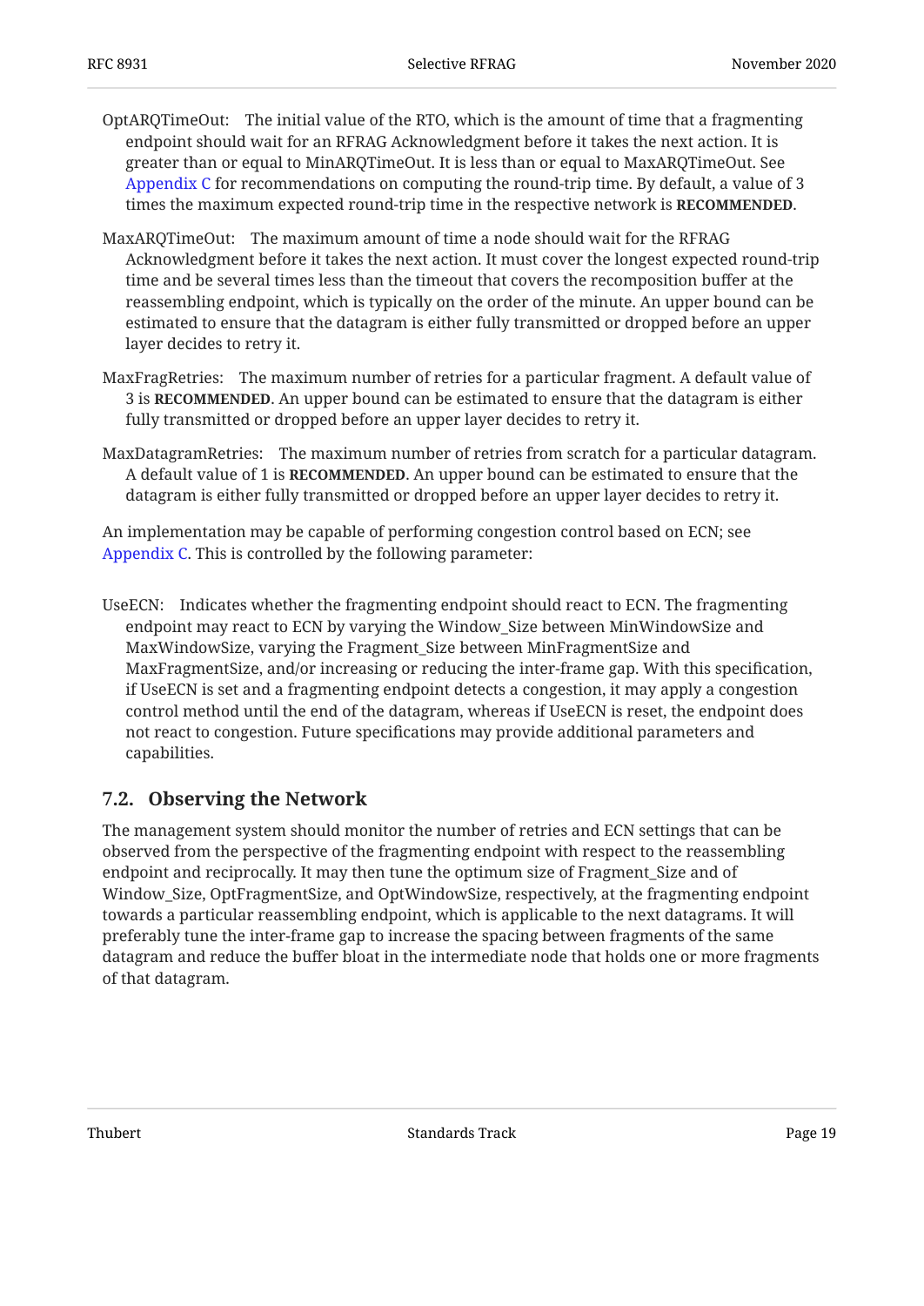OptARQTimeOut: The initial value of the RTO, which is the amount of time that a fragmenting endpoint should wait for an RFRAG Acknowledgment before it takes the next action. It is greater than or equal to MinARQTimeOut. It is less than or equal to MaxARQTimeOut. See Appendix C for recommendations on computing the round-trip time. By default, a value of 3 times the maximum expected round-trip time in the respective network is **RECOMMENDED**.

MaxARQTimeOut: The maximum amount of time a node should wait for the RFRAG Acknowledgment before it takes the next action. It must cover the longest expected round-trip time and be several times less than the timeout that covers the recomposition buffer at the reassembling endpoint, which is typically on the order of the minute. An upper bound can be estimated to ensure that the datagram is either fully transmitted or dropped before an upper layer decides to retry it.

MaxFragRetries: The maximum number of retries for a particular fragment. A default value of 3 is **RECOMMENDED**. An upper bound can be estimated to ensure that the datagram is either fully transmitted or dropped before an upper layer decides to retry it.

MaxDatagramRetries: The maximum number of retries from scratch for a particular datagram. A default value of 1 is **RECOMMENDED**. An upper bound can be estimated to ensure that the datagram is either fully transmitted or dropped before an upper layer decides to retry it.

An implementation may be capable of performing congestion control based on ECN; see Appendix C. This is controlled by the following parameter:

UseECN: Indicates whether the fragmenting endpoint should react to ECN. The fragmenting endpoint may react to ECN by varying the Window_Size between MinWindowSize and MaxWindowSize, varying the Fragment_Size between MinFragmentSize and MaxFragmentSize, and/or increasing or reducing the inter-frame gap. With this specification, if UseECN is set and a fragmenting endpoint detects a congestion, it may apply a congestion control method until the end of the datagram, whereas if UseECN is reset, the endpoint does not react to congestion. Future specifications may provide additional parameters and capabilities.

## 7.2. Observing the Network

The management system should monitor the number of retries and ECN settings that can be observed from the perspective of the fragmenting endpoint with respect to the reassembling endpoint and reciprocally. It may then tune the optimum size of Fragment_Size and of Window_Size, OptFragmentSize, and OptWindowSize, respectively, at the fragmenting endpoint towards a particular reassembling endpoint, which is applicable to the next datagrams. It will preferably tune the inter-frame gap to increase the spacing between fragments of the same datagram and reduce the buffer bloat in the intermediate node that holds one or more fragments of that datagram.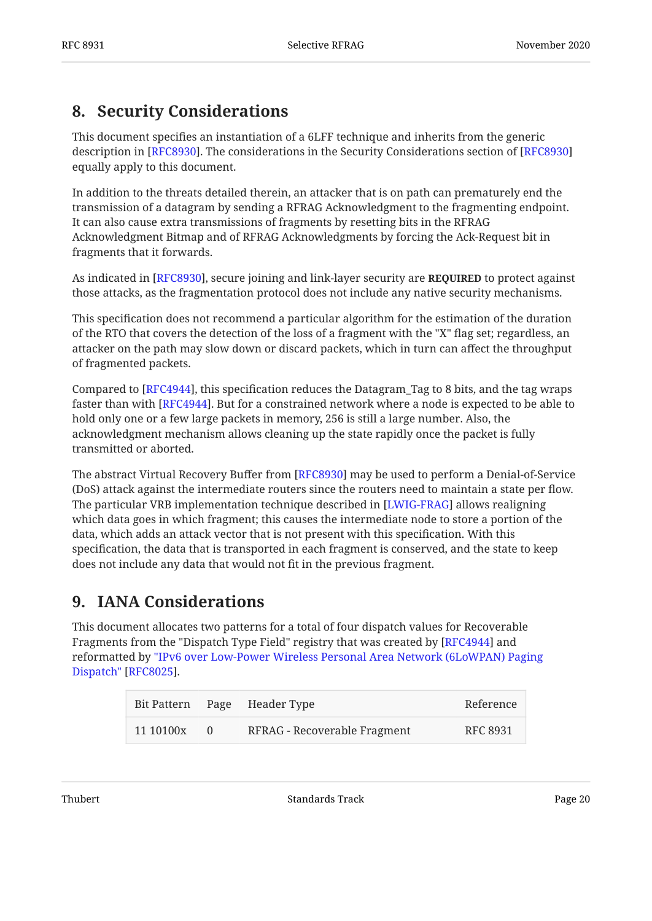## 8. Security Considerations

This document specifies an instantiation of a 6LFF technique and inherits from the generic description in [RFC8930]. The considerations in the Security Considerations section of [RFC8930] equally apply to this document.

In addition to the threats detailed therein, an attacker that is on path can prematurely end the transmission of a datagram by sending a RFRAG Acknowledgment to the fragmenting endpoint. It can also cause extra transmissions of fragments by resetting bits in the RFRAG Acknowledgment Bitmap and of RFRAG Acknowledgments by forcing the Ack-Request bit in fragments that it forwards.

As indicated in [RFC8930], secure joining and link-layer security are **REQUIRED** to protect against those attacks, as the fragmentation protocol does not include any native security mechanisms.

This specification does not recommend a particular algorithm for the estimation of the duration of the RTO that covers the detection of the loss of a fragment with the "X" flag set; regardless, an attacker on the path may slow down or discard packets, which in turn can affect the throughput of fragmented packets.

Compared to [RFC4944], this specification reduces the Datagram_Tag to 8 bits, and the tag wraps faster than with [RFC4944]. But for a constrained network where a node is expected to be able to hold only one or a few large packets in memory, 256 is still a large number. Also, the acknowledgment mechanism allows cleaning up the state rapidly once the packet is fully transmitted or aborted.

The abstract Virtual Recovery Buffer from [RFC8930] may be used to perform a Denial-of-Service (DoS) attack against the intermediate routers since the routers need to maintain a state per flow. The particular VRB implementation technique described in [LWIG-FRAG] allows realigning which data goes in which fragment; this causes the intermediate node to store a portion of the data, which adds an attack vector that is not present with this specification. With this specification, the data that is transported in each fragment is conserved, and the state to keep does not include any data that would not fit in the previous fragment.

## 9. IANA Considerations

This document allocates two patterns for a total of four dispatch values for Recoverable Fragments from the "Dispatch Type Field" registry that was created by [RFC4944] and reformatted by "IPv6 over Low-Power Wireless Personal Area Network (6LoWPAN) Paging Dispatch" [RFC8025].

| Bit Pattern | Page | Header Type | Reference |
|---|---|---|---|
| 11 10100x | 0 | RFRAG - Recoverable Fragment | RFC 8931 |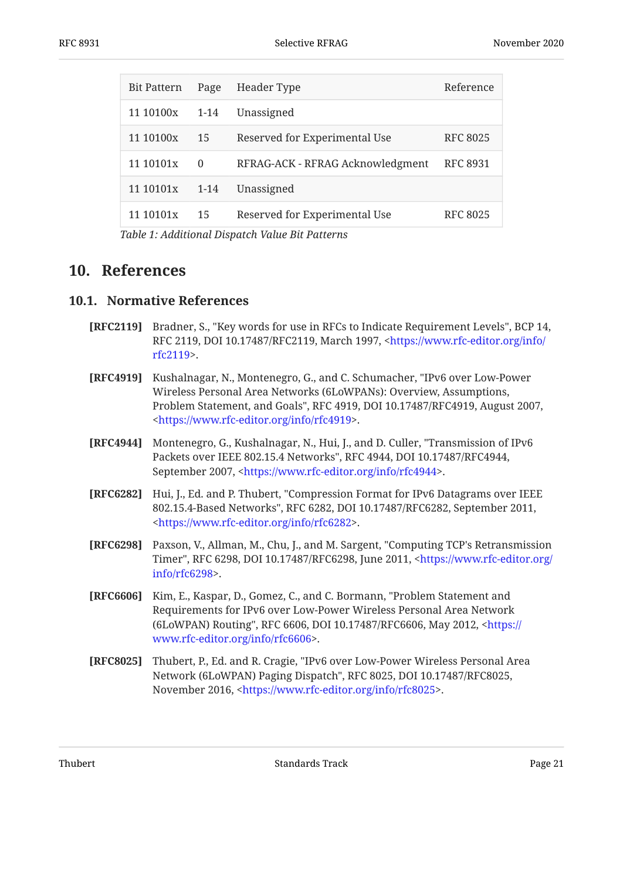| Bit Pattern | Page | Header Type | Reference |
| --- | --- | --- | --- |
| 11 10100x | 1-14 | Unassigned | |
| 11 10100x | 15 | Reserved for Experimental Use | RFC 8025 |
| 11 10101x | 0 | RFRAG-ACK - RFRAG Acknowledgment | RFC 8931 |
| 11 10101x | 1-14 | Unassigned | |
| 11 10101x | 15 | Reserved for Experimental Use | RFC 8025 |

*Table 1: Additional Dispatch Value Bit Patterns*

## 10. References

### 10.1. Normative References

**[RFC2119]** Bradner, S., "Key words for use in RFCs to Indicate Requirement Levels", BCP 14, RFC 2119, DOI 10.17487/RFC2119, March 1997, <https://www.rfc-editor.org/info/rfc2119>.

**[RFC4919]** Kushalnagar, N., Montenegro, G., and C. Schumacher, "IPv6 over Low-Power Wireless Personal Area Networks (6LoWPANs): Overview, Assumptions, Problem Statement, and Goals", RFC 4919, DOI 10.17487/RFC4919, August 2007, <https://www.rfc-editor.org/info/rfc4919>.

**[RFC4944]** Montenegro, G., Kushalnagar, N., Hui, J., and D. Culler, "Transmission of IPv6 Packets over IEEE 802.15.4 Networks", RFC 4944, DOI 10.17487/RFC4944, September 2007, <https://www.rfc-editor.org/info/rfc4944>.

**[RFC6282]** Hui, J., Ed. and P. Thubert, "Compression Format for IPv6 Datagrams over IEEE 802.15.4-Based Networks", RFC 6282, DOI 10.17487/RFC6282, September 2011, <https://www.rfc-editor.org/info/rfc6282>.

**[RFC6298]** Paxson, V., Allman, M., Chu, J., and M. Sargent, "Computing TCP's Retransmission Timer", RFC 6298, DOI 10.17487/RFC6298, June 2011, <https://www.rfc-editor.org/info/rfc6298>.

**[RFC6606]** Kim, E., Kaspar, D., Gomez, C., and C. Bormann, "Problem Statement and Requirements for IPv6 over Low-Power Wireless Personal Area Network (6LoWPAN) Routing", RFC 6606, DOI 10.17487/RFC6606, May 2012, <https://www.rfc-editor.org/info/rfc6606>.

**[RFC8025]** Thubert, P., Ed. and R. Cragie, "IPv6 over Low-Power Wireless Personal Area Network (6LoWPAN) Paging Dispatch", RFC 8025, DOI 10.17487/RFC8025, November 2016, <https://www.rfc-editor.org/info/rfc8025>.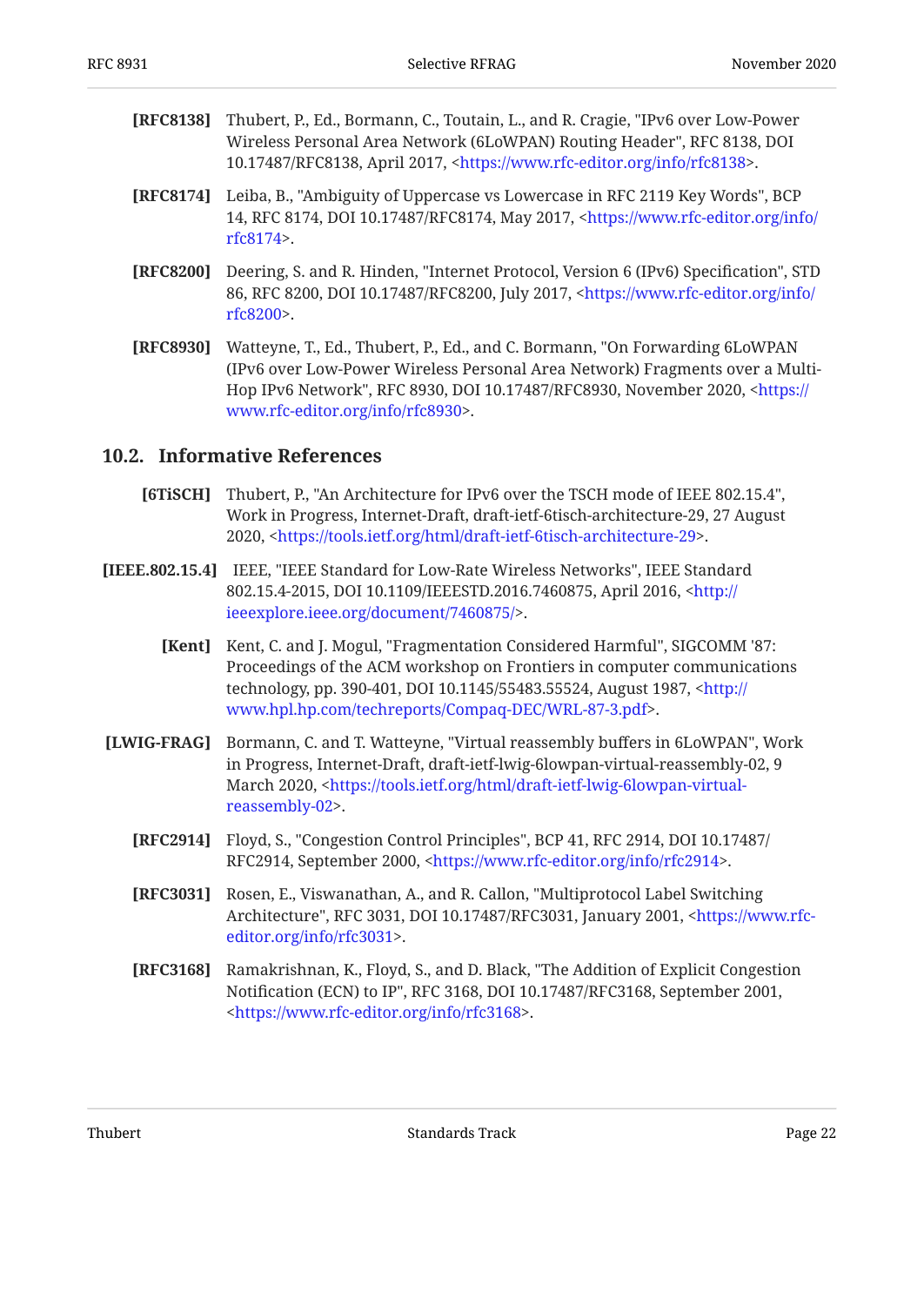**[RFC8138]** Thubert, P., Ed., Bormann, C., Toutain, L., and R. Cragie, "IPv6 over Low-Power Wireless Personal Area Network (6LoWPAN) Routing Header", RFC 8138, DOI 10.17487/RFC8138, April 2017, <https://www.rfc-editor.org/info/rfc8138>.

**[RFC8174]** Leiba, B., "Ambiguity of Uppercase vs Lowercase in RFC 2119 Key Words", BCP 14, RFC 8174, DOI 10.17487/RFC8174, May 2017, <https://www.rfc-editor.org/info/rfc8174>.

**[RFC8200]** Deering, S. and R. Hinden, "Internet Protocol, Version 6 (IPv6) Specification", STD 86, RFC 8200, DOI 10.17487/RFC8200, July 2017, <https://www.rfc-editor.org/info/rfc8200>.

**[RFC8930]** Watteyne, T., Ed., Thubert, P., Ed., and C. Bormann, "On Forwarding 6LoWPAN (IPv6 over Low-Power Wireless Personal Area Network) Fragments over a Multi-Hop IPv6 Network", RFC 8930, DOI 10.17487/RFC8930, November 2020, <https://www.rfc-editor.org/info/rfc8930>.

## 10.2. Informative References

**[6TiSCH]** Thubert, P., "An Architecture for IPv6 over the TSCH mode of IEEE 802.15.4", Work in Progress, Internet-Draft, draft-ietf-6tisch-architecture-29, 27 August 2020, <https://tools.ietf.org/html/draft-ietf-6tisch-architecture-29>.

**[IEEE.802.15.4]** IEEE, "IEEE Standard for Low-Rate Wireless Networks", IEEE Standard 802.15.4-2015, DOI 10.1109/IEEESTD.2016.7460875, April 2016, <http://ieeexplore.ieee.org/document/7460875/>.

**[Kent]** Kent, C. and J. Mogul, "Fragmentation Considered Harmful", SIGCOMM '87: Proceedings of the ACM workshop on Frontiers in computer communications technology, pp. 390-401, DOI 10.1145/55483.55524, August 1987, <http://www.hpl.hp.com/techreports/Compaq-DEC/WRL-87-3.pdf>.

**[LWIG-FRAG]** Bormann, C. and T. Watteyne, "Virtual reassembly buffers in 6LoWPAN", Work in Progress, Internet-Draft, draft-ietf-lwig-6lowpan-virtual-reassembly-02, 9 March 2020, <https://tools.ietf.org/html/draft-ietf-lwig-6lowpan-virtual-reassembly-02>.

**[RFC2914]** Floyd, S., "Congestion Control Principles", BCP 41, RFC 2914, DOI 10.17487/RFC2914, September 2000, <https://www.rfc-editor.org/info/rfc2914>.

**[RFC3031]** Rosen, E., Viswanathan, A., and R. Callon, "Multiprotocol Label Switching Architecture", RFC 3031, DOI 10.17487/RFC3031, January 2001, <https://www.rfc-editor.org/info/rfc3031>.

**[RFC3168]** Ramakrishnan, K., Floyd, S., and D. Black, "The Addition of Explicit Congestion Notification (ECN) to IP", RFC 3168, DOI 10.17487/RFC3168, September 2001, <https://www.rfc-editor.org/info/rfc3168>.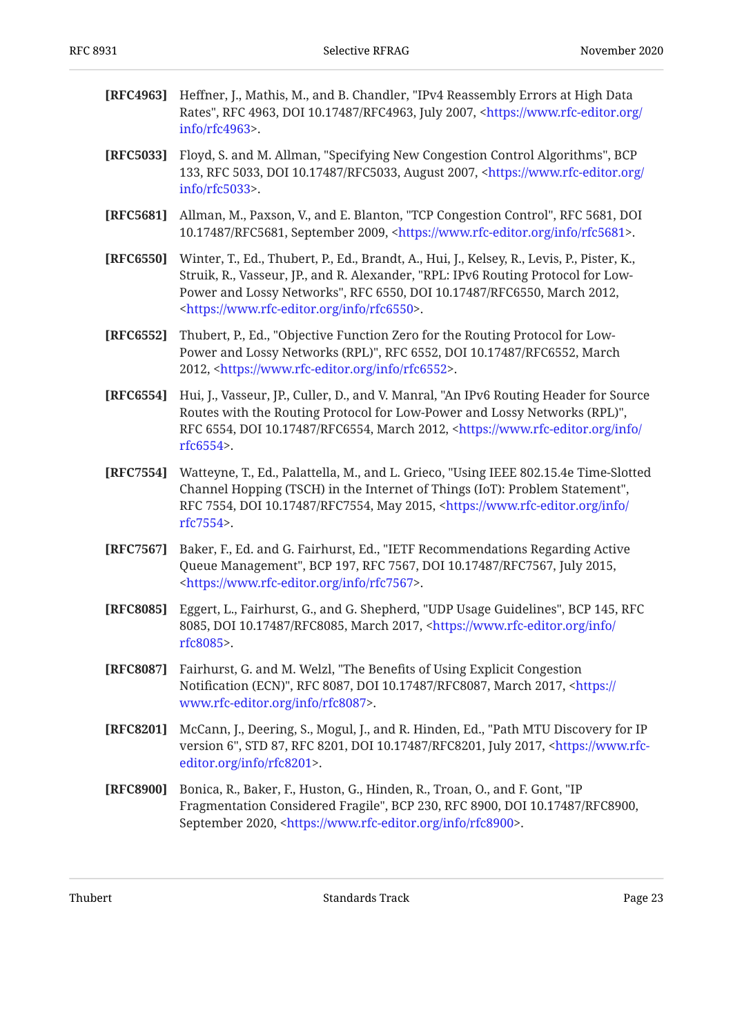**[RFC4963]** Heffner, J., Mathis, M., and B. Chandler, "IPv4 Reassembly Errors at High Data Rates", RFC 4963, DOI 10.17487/RFC4963, July 2007, <https://www.rfc-editor.org/info/rfc4963>.

**[RFC5033]** Floyd, S. and M. Allman, "Specifying New Congestion Control Algorithms", BCP 133, RFC 5033, DOI 10.17487/RFC5033, August 2007, <https://www.rfc-editor.org/info/rfc5033>.

**[RFC5681]** Allman, M., Paxson, V., and E. Blanton, "TCP Congestion Control", RFC 5681, DOI 10.17487/RFC5681, September 2009, <https://www.rfc-editor.org/info/rfc5681>.

**[RFC6550]** Winter, T., Ed., Thubert, P., Ed., Brandt, A., Hui, J., Kelsey, R., Levis, P., Pister, K., Struik, R., Vasseur, JP., and R. Alexander, "RPL: IPv6 Routing Protocol for Low-Power and Lossy Networks", RFC 6550, DOI 10.17487/RFC6550, March 2012, <https://www.rfc-editor.org/info/rfc6550>.

**[RFC6552]** Thubert, P., Ed., "Objective Function Zero for the Routing Protocol for Low-Power and Lossy Networks (RPL)", RFC 6552, DOI 10.17487/RFC6552, March 2012, <https://www.rfc-editor.org/info/rfc6552>.

**[RFC6554]** Hui, J., Vasseur, JP., Culler, D., and V. Manral, "An IPv6 Routing Header for Source Routes with the Routing Protocol for Low-Power and Lossy Networks (RPL)", RFC 6554, DOI 10.17487/RFC6554, March 2012, <https://www.rfc-editor.org/info/rfc6554>.

**[RFC7554]** Watteyne, T., Ed., Palattella, M., and L. Grieco, "Using IEEE 802.15.4e Time-Slotted Channel Hopping (TSCH) in the Internet of Things (IoT): Problem Statement", RFC 7554, DOI 10.17487/RFC7554, May 2015, <https://www.rfc-editor.org/info/rfc7554>.

**[RFC7567]** Baker, F., Ed. and G. Fairhurst, Ed., "IETF Recommendations Regarding Active Queue Management", BCP 197, RFC 7567, DOI 10.17487/RFC7567, July 2015, <https://www.rfc-editor.org/info/rfc7567>.

**[RFC8085]** Eggert, L., Fairhurst, G., and G. Shepherd, "UDP Usage Guidelines", BCP 145, RFC 8085, DOI 10.17487/RFC8085, March 2017, <https://www.rfc-editor.org/info/rfc8085>.

**[RFC8087]** Fairhurst, G. and M. Welzl, "The Benefits of Using Explicit Congestion Notification (ECN)", RFC 8087, DOI 10.17487/RFC8087, March 2017, <https://www.rfc-editor.org/info/rfc8087>.

**[RFC8201]** McCann, J., Deering, S., Mogul, J., and R. Hinden, Ed., "Path MTU Discovery for IP version 6", STD 87, RFC 8201, DOI 10.17487/RFC8201, July 2017, <https://www.rfc-editor.org/info/rfc8201>.

**[RFC8900]** Bonica, R., Baker, F., Huston, G., Hinden, R., Troan, O., and F. Gont, "IP Fragmentation Considered Fragile", BCP 230, RFC 8900, DOI 10.17487/RFC8900, September 2020, <https://www.rfc-editor.org/info/rfc8900>.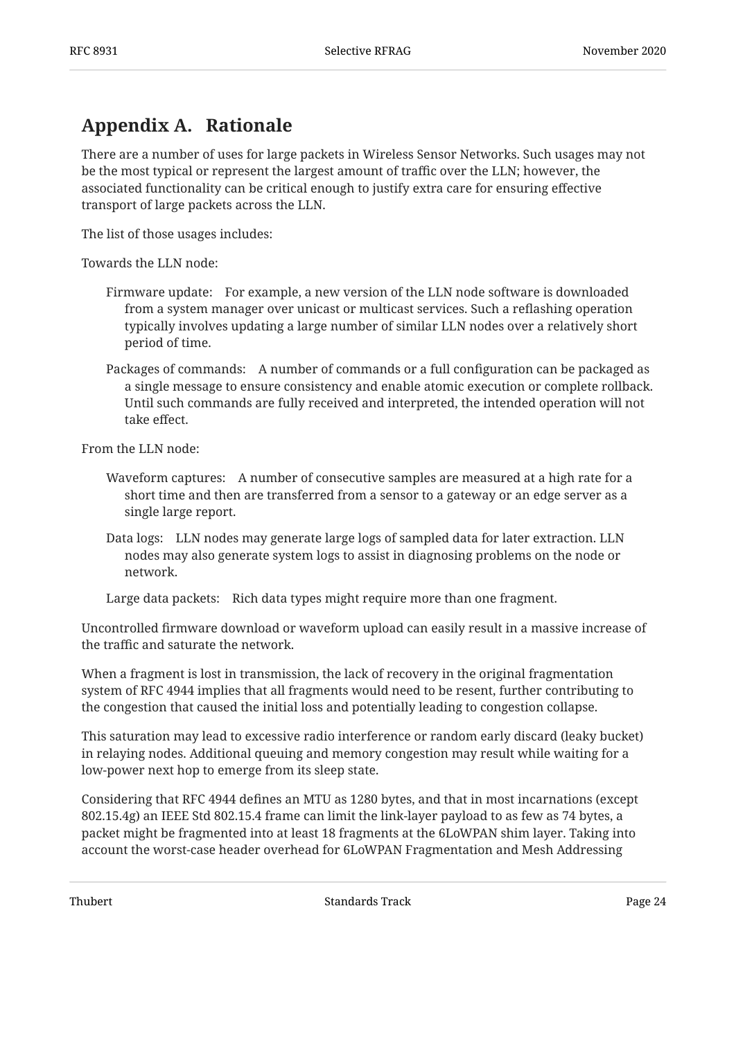## Appendix A. Rationale

There are a number of uses for large packets in Wireless Sensor Networks. Such usages may not be the most typical or represent the largest amount of traffic over the LLN; however, the associated functionality can be critical enough to justify extra care for ensuring effective transport of large packets across the LLN.

The list of those usages includes:

Towards the LLN node:

Firmware update: For example, a new version of the LLN node software is downloaded from a system manager over unicast or multicast services. Such a reflashing operation typically involves updating a large number of similar LLN nodes over a relatively short period of time.

Packages of commands: A number of commands or a full configuration can be packaged as a single message to ensure consistency and enable atomic execution or complete rollback. Until such commands are fully received and interpreted, the intended operation will not take effect.

From the LLN node:

Waveform captures: A number of consecutive samples are measured at a high rate for a short time and then are transferred from a sensor to a gateway or an edge server as a single large report.

Data logs: LLN nodes may generate large logs of sampled data for later extraction. LLN nodes may also generate system logs to assist in diagnosing problems on the node or network.

Large data packets: Rich data types might require more than one fragment.

Uncontrolled firmware download or waveform upload can easily result in a massive increase of the traffic and saturate the network.

When a fragment is lost in transmission, the lack of recovery in the original fragmentation system of RFC 4944 implies that all fragments would need to be resent, further contributing to the congestion that caused the initial loss and potentially leading to congestion collapse.

This saturation may lead to excessive radio interference or random early discard (leaky bucket) in relaying nodes. Additional queuing and memory congestion may result while waiting for a low-power next hop to emerge from its sleep state.

Considering that RFC 4944 defines an MTU as 1280 bytes, and that in most incarnations (except 802.15.4g) an IEEE Std 802.15.4 frame can limit the link-layer payload to as few as 74 bytes, a packet might be fragmented into at least 18 fragments at the 6LoWPAN shim layer. Taking into account the worst-case header overhead for 6LoWPAN Fragmentation and Mesh Addressing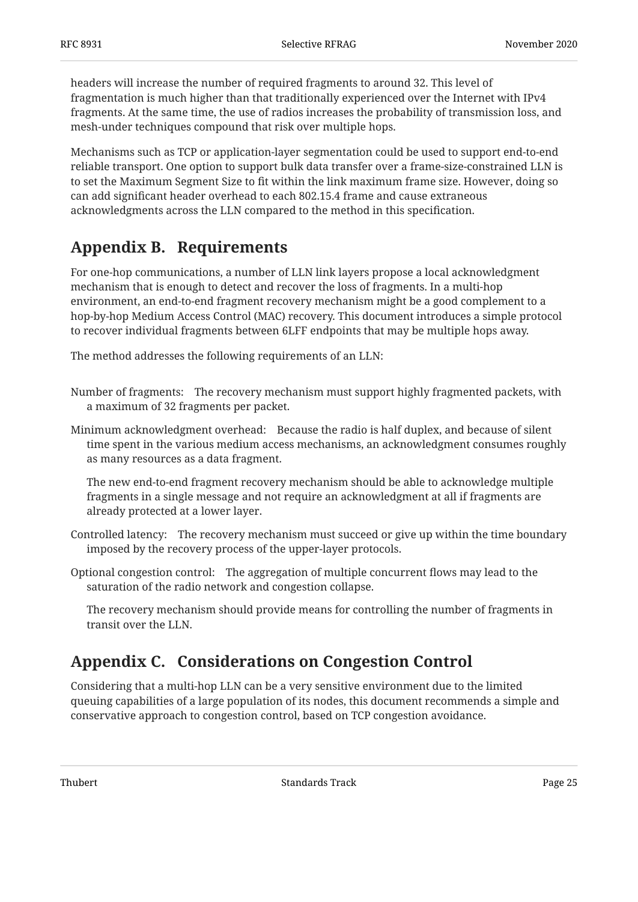headers will increase the number of required fragments to around 32. This level of fragmentation is much higher than that traditionally experienced over the Internet with IPv4 fragments. At the same time, the use of radios increases the probability of transmission loss, and mesh-under techniques compound that risk over multiple hops.

Mechanisms such as TCP or application-layer segmentation could be used to support end-to-end reliable transport. One option to support bulk data transfer over a frame-size-constrained LLN is to set the Maximum Segment Size to fit within the link maximum frame size. However, doing so can add significant header overhead to each 802.15.4 frame and cause extraneous acknowledgments across the LLN compared to the method in this specification.

## Appendix B. Requirements

For one-hop communications, a number of LLN link layers propose a local acknowledgment mechanism that is enough to detect and recover the loss of fragments. In a multi-hop environment, an end-to-end fragment recovery mechanism might be a good complement to a hop-by-hop Medium Access Control (MAC) recovery. This document introduces a simple protocol to recover individual fragments between 6LFF endpoints that may be multiple hops away.

The method addresses the following requirements of an LLN:

Number of fragments:
: The recovery mechanism must support highly fragmented packets, with a maximum of 32 fragments per packet.

Minimum acknowledgment overhead:
: Because the radio is half duplex, and because of silent time spent in the various medium access mechanisms, an acknowledgment consumes roughly as many resources as a data fragment.

  The new end-to-end fragment recovery mechanism should be able to acknowledge multiple fragments in a single message and not require an acknowledgment at all if fragments are already protected at a lower layer.

Controlled latency:
: The recovery mechanism must succeed or give up within the time boundary imposed by the recovery process of the upper-layer protocols.

Optional congestion control:
: The aggregation of multiple concurrent flows may lead to the saturation of the radio network and congestion collapse.

  The recovery mechanism should provide means for controlling the number of fragments in transit over the LLN.

## Appendix C. Considerations on Congestion Control

Considering that a multi-hop LLN can be a very sensitive environment due to the limited queuing capabilities of a large population of its nodes, this document recommends a simple and conservative approach to congestion control, based on TCP congestion avoidance.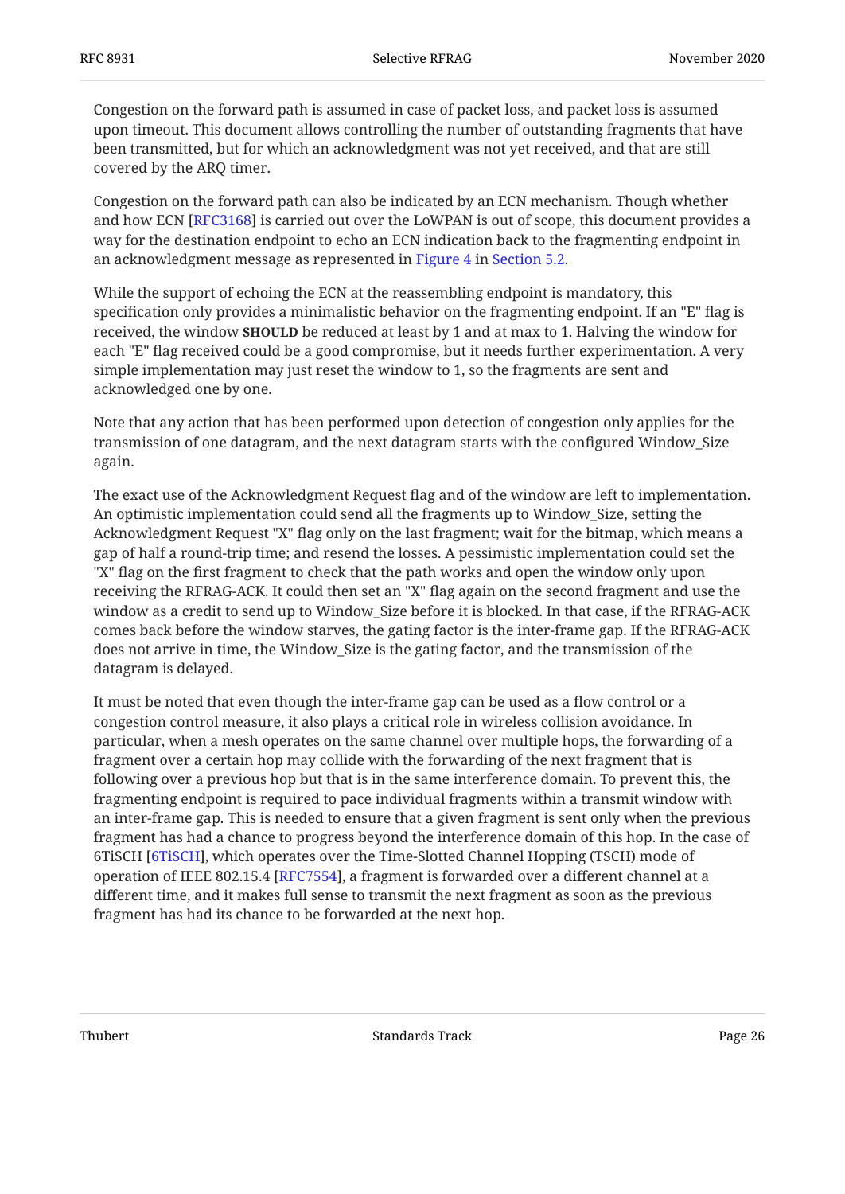Congestion on the forward path is assumed in case of packet loss, and packet loss is assumed upon timeout. This document allows controlling the number of outstanding fragments that have been transmitted, but for which an acknowledgment was not yet received, and that are still covered by the ARQ timer.

Congestion on the forward path can also be indicated by an ECN mechanism. Though whether and how ECN [RFC3168] is carried out over the LoWPAN is out of scope, this document provides a way for the destination endpoint to echo an ECN indication back to the fragmenting endpoint in an acknowledgment message as represented in Figure 4 in Section 5.2.

While the support of echoing the ECN at the reassembling endpoint is mandatory, this specification only provides a minimalistic behavior on the fragmenting endpoint. If an "E" flag is received, the window **SHOULD** be reduced at least by 1 and at max to 1. Halving the window for each "E" flag received could be a good compromise, but it needs further experimentation. A very simple implementation may just reset the window to 1, so the fragments are sent and acknowledged one by one.

Note that any action that has been performed upon detection of congestion only applies for the transmission of one datagram, and the next datagram starts with the configured Window_Size again.

The exact use of the Acknowledgment Request flag and of the window are left to implementation. An optimistic implementation could send all the fragments up to Window_Size, setting the Acknowledgment Request "X" flag only on the last fragment; wait for the bitmap, which means a gap of half a round-trip time; and resend the losses. A pessimistic implementation could set the "X" flag on the first fragment to check that the path works and open the window only upon receiving the RFRAG-ACK. It could then set an "X" flag again on the second fragment and use the window as a credit to send up to Window_Size before it is blocked. In that case, if the RFRAG-ACK comes back before the window starves, the gating factor is the inter-frame gap. If the RFRAG-ACK does not arrive in time, the Window_Size is the gating factor, and the transmission of the datagram is delayed.

It must be noted that even though the inter-frame gap can be used as a flow control or a congestion control measure, it also plays a critical role in wireless collision avoidance. In particular, when a mesh operates on the same channel over multiple hops, the forwarding of a fragment over a certain hop may collide with the forwarding of the next fragment that is following over a previous hop but that is in the same interference domain. To prevent this, the fragmenting endpoint is required to pace individual fragments within a transmit window with an inter-frame gap. This is needed to ensure that a given fragment is sent only when the previous fragment has had a chance to progress beyond the interference domain of this hop. In the case of 6TiSCH [6TiSCH], which operates over the Time-Slotted Channel Hopping (TSCH) mode of operation of IEEE 802.15.4 [RFC7554], a fragment is forwarded over a different channel at a different time, and it makes full sense to transmit the next fragment as soon as the previous fragment has had its chance to be forwarded at the next hop.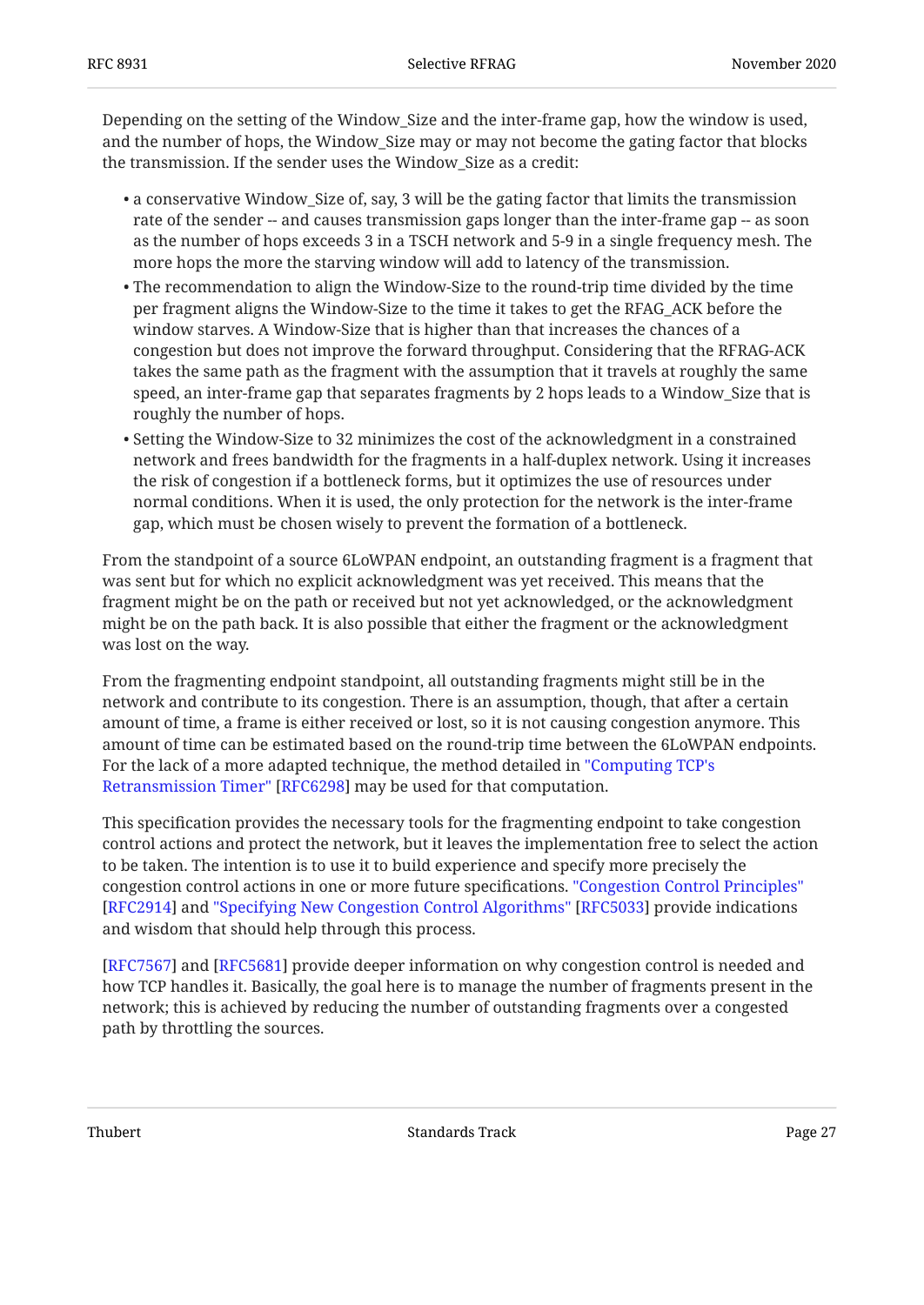Depending on the setting of the Window_Size and the inter-frame gap, how the window is used, and the number of hops, the Window_Size may or may not become the gating factor that blocks the transmission. If the sender uses the Window_Size as a credit:

- a conservative Window_Size of, say, 3 will be the gating factor that limits the transmission rate of the sender -- and causes transmission gaps longer than the inter-frame gap -- as soon as the number of hops exceeds 3 in a TSCH network and 5-9 in a single frequency mesh. The more hops the more the starving window will add to latency of the transmission.
- The recommendation to align the Window-Size to the round-trip time divided by the time per fragment aligns the Window-Size to the time it takes to get the RFAG_ACK before the window starves. A Window-Size that is higher than that increases the chances of a congestion but does not improve the forward throughput. Considering that the RFRAG-ACK takes the same path as the fragment with the assumption that it travels at roughly the same speed, an inter-frame gap that separates fragments by 2 hops leads to a Window_Size that is roughly the number of hops.
- Setting the Window-Size to 32 minimizes the cost of the acknowledgment in a constrained network and frees bandwidth for the fragments in a half-duplex network. Using it increases the risk of congestion if a bottleneck forms, but it optimizes the use of resources under normal conditions. When it is used, the only protection for the network is the inter-frame gap, which must be chosen wisely to prevent the formation of a bottleneck.

From the standpoint of a source 6LoWPAN endpoint, an outstanding fragment is a fragment that was sent but for which no explicit acknowledgment was yet received. This means that the fragment might be on the path or received but not yet acknowledged, or the acknowledgment might be on the path back. It is also possible that either the fragment or the acknowledgment was lost on the way.

From the fragmenting endpoint standpoint, all outstanding fragments might still be in the network and contribute to its congestion. There is an assumption, though, that after a certain amount of time, a frame is either received or lost, so it is not causing congestion anymore. This amount of time can be estimated based on the round-trip time between the 6LoWPAN endpoints. For the lack of a more adapted technique, the method detailed in "Computing TCP's Retransmission Timer" [RFC6298] may be used for that computation.

This specification provides the necessary tools for the fragmenting endpoint to take congestion control actions and protect the network, but it leaves the implementation free to select the action to be taken. The intention is to use it to build experience and specify more precisely the congestion control actions in one or more future specifications. "Congestion Control Principles" [RFC2914] and "Specifying New Congestion Control Algorithms" [RFC5033] provide indications and wisdom that should help through this process.

[RFC7567] and [RFC5681] provide deeper information on why congestion control is needed and how TCP handles it. Basically, the goal here is to manage the number of fragments present in the network; this is achieved by reducing the number of outstanding fragments over a congested path by throttling the sources.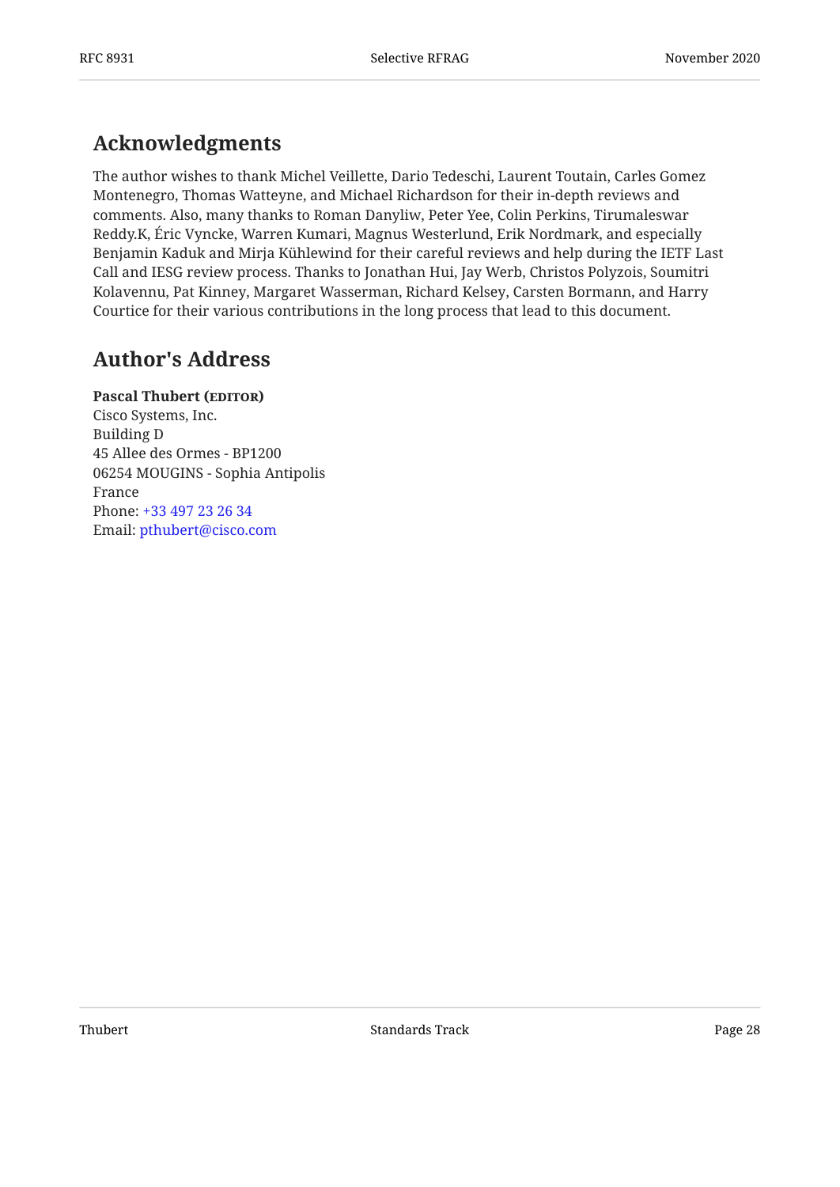## Acknowledgments

The author wishes to thank Michel Veillette, Dario Tedeschi, Laurent Toutain, Carles Gomez Montenegro, Thomas Watteyne, and Michael Richardson for their in-depth reviews and comments. Also, many thanks to Roman Danyliw, Peter Yee, Colin Perkins, Tirumaleswar Reddy.K, Éric Vyncke, Warren Kumari, Magnus Westerlund, Erik Nordmark, and especially Benjamin Kaduk and Mirja Kühlewind for their careful reviews and help during the IETF Last Call and IESG review process. Thanks to Jonathan Hui, Jay Werb, Christos Polyzois, Soumitri Kolavennu, Pat Kinney, Margaret Wasserman, Richard Kelsey, Carsten Bormann, and Harry Courtice for their various contributions in the long process that lead to this document.

## Author's Address

**Pascal Thubert (EDITOR)**
Cisco Systems, Inc.
Building D
45 Allee des Ormes - BP1200
06254 MOUGINS - Sophia Antipolis
France
Phone: +33 497 23 26 34
Email: pthubert@cisco.com